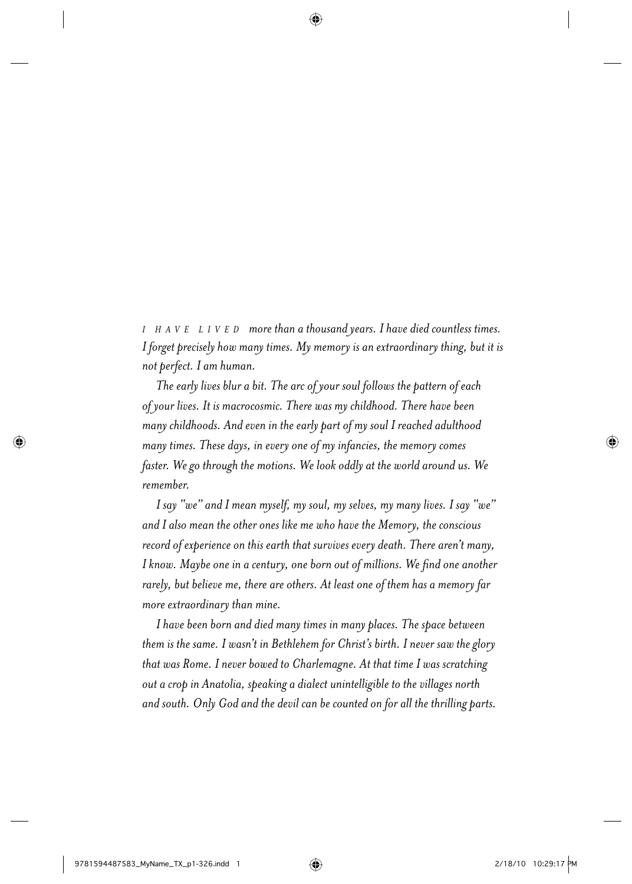*I HAVE LIVED more than a thousand years. I have died countless times. I forget precisely how many times. My memory is an extraordinary thing, but it is not perfect. I am human.*

*The early lives blur a bit. The arc of your soul follows the pattern of each of your lives. It is macrocosmic. There was my childhood. There have been many childhoods. And even in the early part of my soul I reached adulthood many times. These days, in every one of my infancies, the memory comes faster. We go through the motions. We look oddly at the world around us. We remember.*

*I say "we" and I mean myself, my soul, my selves, my many lives. I say "we" and I also mean the other ones like me who have the Memory, the conscious record of experience on this earth that survives every death. There aren't many, I know. Maybe one in a century, one born out of millions. We find one another rarely, but believe me, there are others. At least one of them has a memory far more extraordinary than mine.*

*I have been born and died many times in many places. The space between them is the same. I wasn't in Bethlehem for Christ's birth. I never saw the glory that was Rome. I never bowed to Charlemagne. At that time I was scratching out a crop in Anatolia, speaking a dialect unintelligible to the villages north and south. Only God and the devil can be counted on for all the thrilling parts.*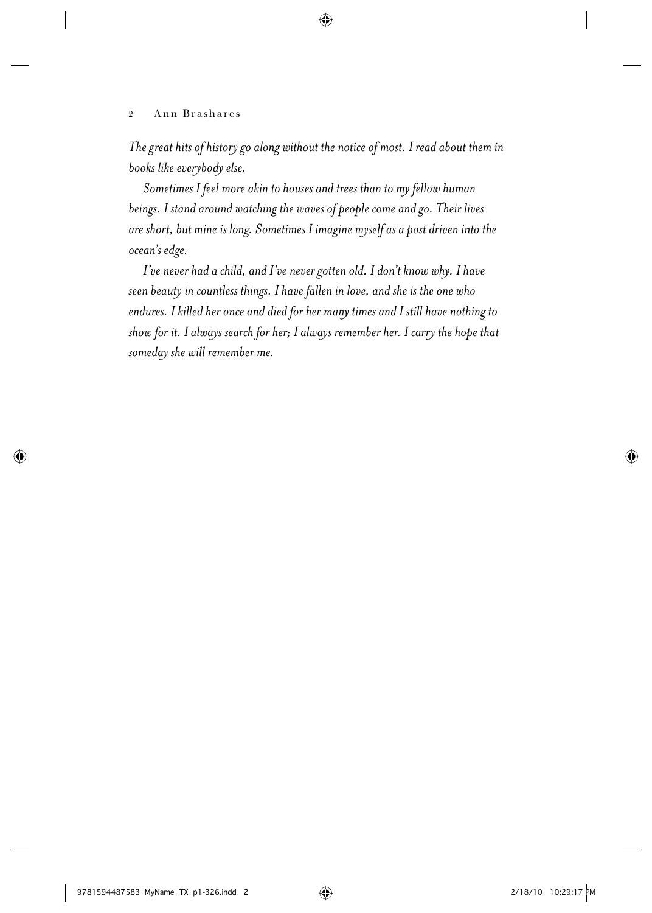*The great hits of history go along without the notice of most. I read about them in books like everybody else.*

*Sometimes I feel more akin to houses and trees than to my fellow human beings. I stand around watching the waves of people come and go. Their lives are short, but mine is long. Sometimes I imagine myself as a post driven into the ocean's edge.*

*I've never had a child, and I've never gotten old. I don't know why. I have seen beauty in countless things. I have fallen in love, and she is the one who endures. I killed her once and died for her many times and I still have nothing to show for it. I always search for her; I always remember her. I carry the hope that someday she will remember me.*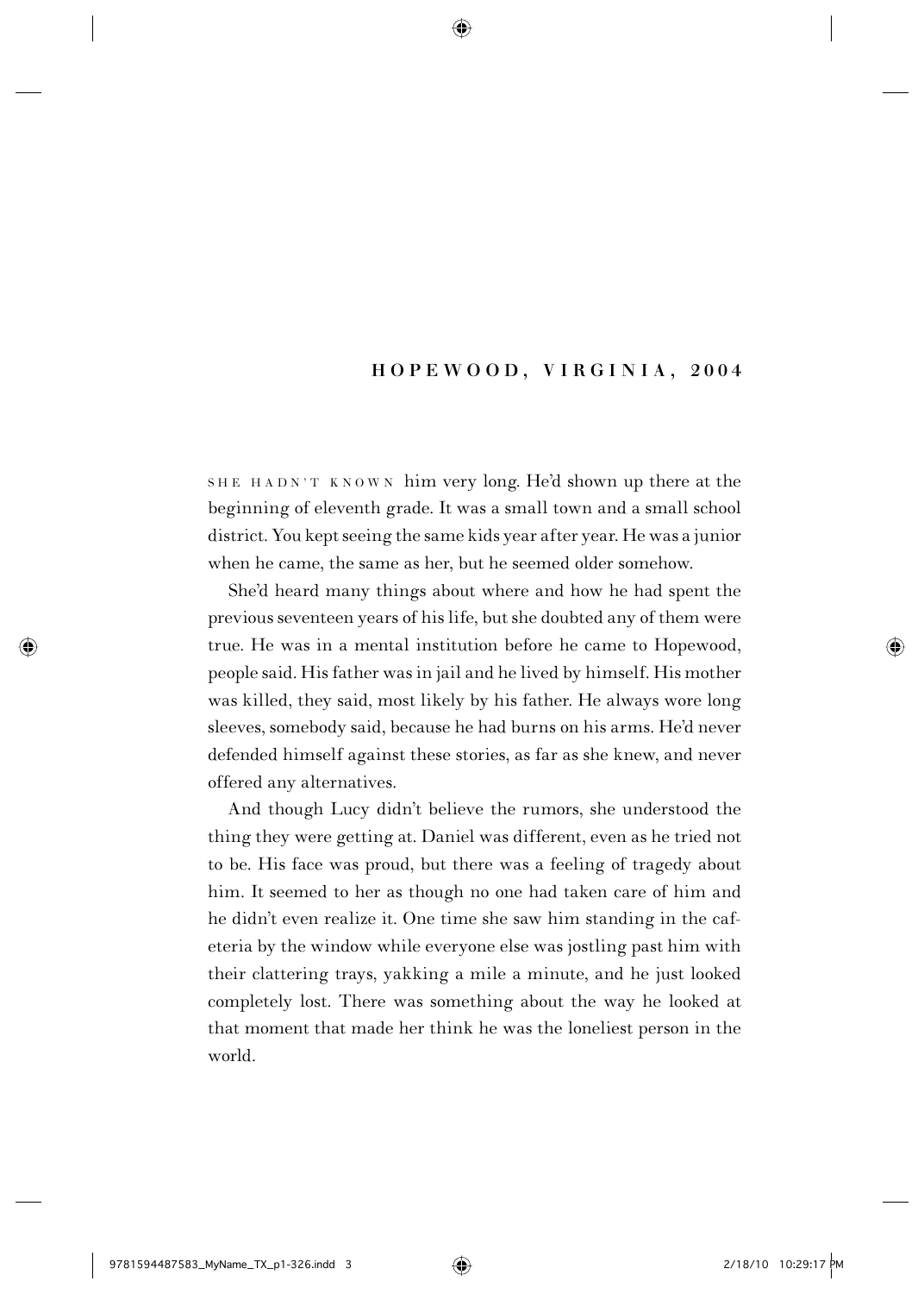## HOPEWOOD, VIRGINIA, 2004

SHE HADN'T KNOWN him very long. He'd shown up there at the beginning of eleventh grade. It was a small town and a small school district. You kept seeing the same kids year after year. He was a junior when he came, the same as her, but he seemed older somehow.

She'd heard many things about where and how he had spent the previous seventeen years of his life, but she doubted any of them were true. He was in a mental institution before he came to Hopewood, people said. His father was in jail and he lived by himself. His mother was killed, they said, most likely by his father. He always wore long sleeves, somebody said, because he had burns on his arms. He'd never defended himself against these stories, as far as she knew, and never offered any alternatives.

And though Lucy didn't believe the rumors, she understood the thing they were getting at. Daniel was different, even as he tried not to be. His face was proud, but there was a feeling of tragedy about him. It seemed to her as though no one had taken care of him and he didn't even realize it. One time she saw him standing in the cafeteria by the window while everyone else was jostling past him with their clattering trays, yakking a mile a minute, and he just looked completely lost. There was something about the way he looked at that moment that made her think he was the loneliest person in the world.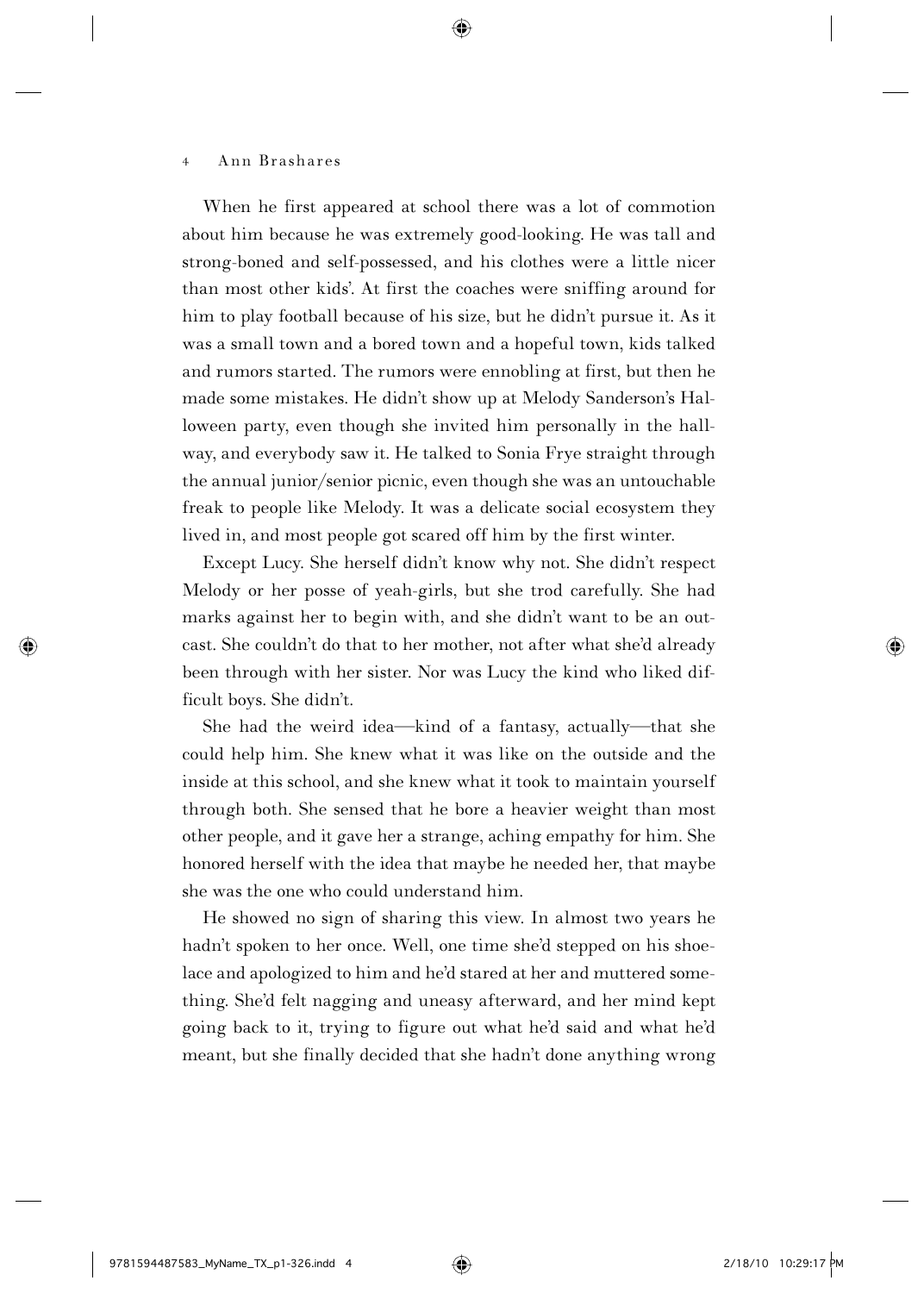When he first appeared at school there was a lot of commotion about him because he was extremely good-looking. He was tall and strong-boned and self-possessed, and his clothes were a little nicer than most other kids'. At first the coaches were sniffing around for him to play football because of his size, but he didn't pursue it. As it was a small town and a bored town and a hopeful town, kids talked and rumors started. The rumors were ennobling at first, but then he made some mistakes. He didn't show up at Melody Sanderson's Halloween party, even though she invited him personally in the hallway, and everybody saw it. He talked to Sonia Frye straight through the annual junior/senior picnic, even though she was an untouchable freak to people like Melody. It was a delicate social ecosystem they lived in, and most people got scared off him by the first winter.

Except Lucy. She herself didn't know why not. She didn't respect Melody or her posse of yeah-girls, but she trod carefully. She had marks against her to begin with, and she didn't want to be an outcast. She couldn't do that to her mother, not after what she'd already been through with her sister. Nor was Lucy the kind who liked difficult boys. She didn't.

She had the weird idea—kind of a fantasy, actually—that she could help him. She knew what it was like on the outside and the inside at this school, and she knew what it took to maintain yourself through both. She sensed that he bore a heavier weight than most other people, and it gave her a strange, aching empathy for him. She honored herself with the idea that maybe he needed her, that maybe she was the one who could understand him.

He showed no sign of sharing this view. In almost two years he hadn't spoken to her once. Well, one time she'd stepped on his shoelace and apologized to him and he'd stared at her and muttered something. She'd felt nagging and uneasy afterward, and her mind kept going back to it, trying to figure out what he'd said and what he'd meant, but she finally decided that she hadn't done anything wrong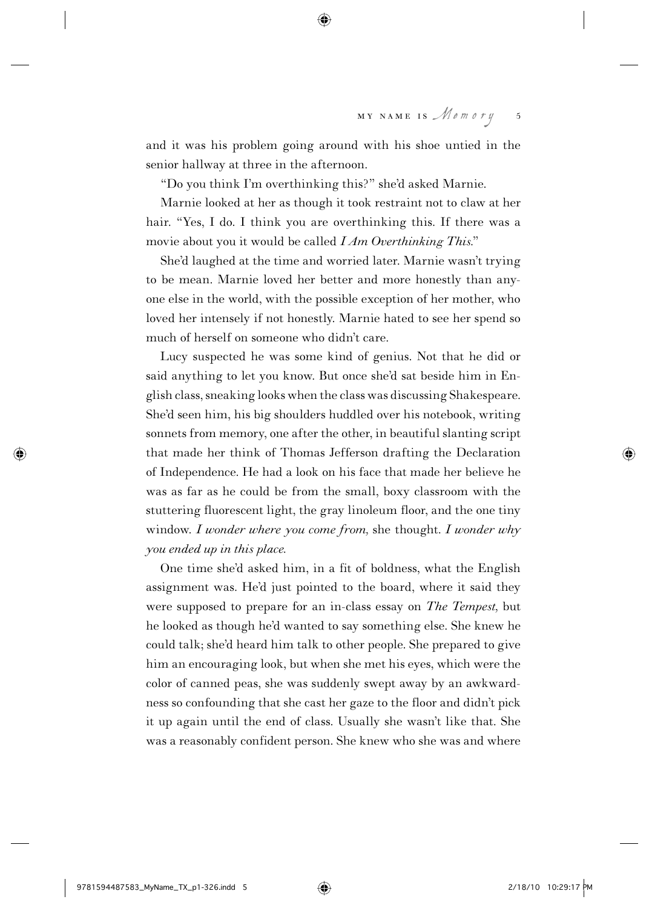and it was his problem going around with his shoe untied in the senior hallway at three in the afternoon.

"Do you think I'm overthinking this?" she'd asked Marnie.

Marnie looked at her as though it took restraint not to claw at her hair. "Yes, I do. I think you are overthinking this. If there was a movie about you it would be called *I Am Overthinking This*."

She'd laughed at the time and worried later. Marnie wasn't trying to be mean. Marnie loved her better and more honestly than anyone else in the world, with the possible exception of her mother, who loved her intensely if not honestly. Marnie hated to see her spend so much of herself on someone who didn't care.

Lucy suspected he was some kind of genius. Not that he did or said anything to let you know. But once she'd sat beside him in English class, sneaking looks when the class was discussing Shakespeare. She'd seen him, his big shoulders huddled over his notebook, writing sonnets from memory, one after the other, in beautiful slanting script that made her think of Thomas Jefferson drafting the Declaration of Independence. He had a look on his face that made her believe he was as far as he could be from the small, boxy classroom with the stuttering fluorescent light, the gray linoleum floor, and the one tiny window. *I wonder where you come from,* she thought. *I wonder why you ended up in this place.*

One time she'd asked him, in a fit of boldness, what the English assignment was. He'd just pointed to the board, where it said they were supposed to prepare for an in-class essay on *The Tempest,* but he looked as though he'd wanted to say something else. She knew he could talk; she'd heard him talk to other people. She prepared to give him an encouraging look, but when she met his eyes, which were the color of canned peas, she was suddenly swept away by an awkwardness so confounding that she cast her gaze to the floor and didn't pick it up again until the end of class. Usually she wasn't like that. She was a reasonably confident person. She knew who she was and where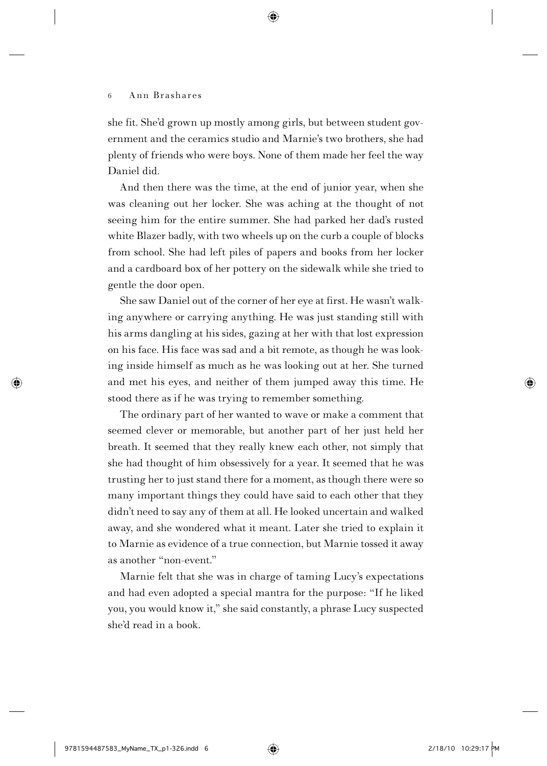she fit. She'd grown up mostly among girls, but between student government and the ceramics studio and Marnie's two brothers, she had plenty of friends who were boys. None of them made her feel the way Daniel did.

And then there was the time, at the end of junior year, when she was cleaning out her locker. She was aching at the thought of not seeing him for the entire summer. She had parked her dad's rusted white Blazer badly, with two wheels up on the curb a couple of blocks from school. She had left piles of papers and books from her locker and a cardboard box of her pottery on the sidewalk while she tried to gentle the door open.

She saw Daniel out of the corner of her eye at first. He wasn't walking anywhere or carrying anything. He was just standing still with his arms dangling at his sides, gazing at her with that lost expression on his face. His face was sad and a bit remote, as though he was looking inside himself as much as he was looking out at her. She turned and met his eyes, and neither of them jumped away this time. He stood there as if he was trying to remember something.

The ordinary part of her wanted to wave or make a comment that seemed clever or memorable, but another part of her just held her breath. It seemed that they really knew each other, not simply that she had thought of him obsessively for a year. It seemed that he was trusting her to just stand there for a moment, as though there were so many important things they could have said to each other that they didn't need to say any of them at all. He looked uncertain and walked away, and she wondered what it meant. Later she tried to explain it to Marnie as evidence of a true connection, but Marnie tossed it away as another "non-event."

Marnie felt that she was in charge of taming Lucy's expectations and had even adopted a special mantra for the purpose: "If he liked you, you would know it," she said constantly, a phrase Lucy suspected she'd read in a book.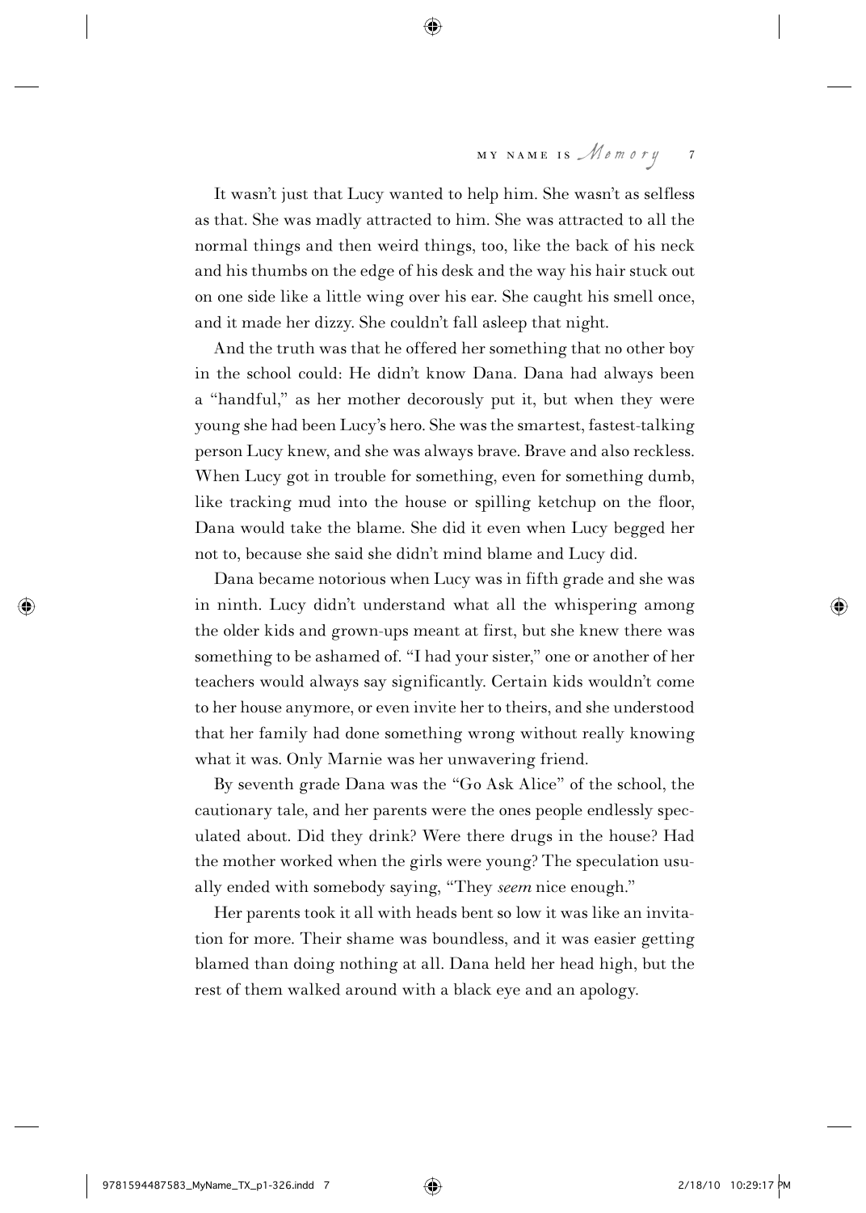It wasn't just that Lucy wanted to help him. She wasn't as selfless as that. She was madly attracted to him. She was attracted to all the normal things and then weird things, too, like the back of his neck and his thumbs on the edge of his desk and the way his hair stuck out on one side like a little wing over his ear. She caught his smell once, and it made her dizzy. She couldn't fall asleep that night.

And the truth was that he offered her something that no other boy in the school could: He didn't know Dana. Dana had always been a "handful," as her mother decorously put it, but when they were young she had been Lucy's hero. She was the smartest, fastest-talking person Lucy knew, and she was always brave. Brave and also reckless. When Lucy got in trouble for something, even for something dumb, like tracking mud into the house or spilling ketchup on the floor, Dana would take the blame. She did it even when Lucy begged her not to, because she said she didn't mind blame and Lucy did.

Dana became notorious when Lucy was in fifth grade and she was in ninth. Lucy didn't understand what all the whispering among the older kids and grown-ups meant at first, but she knew there was something to be ashamed of. "I had your sister," one or another of her teachers would always say significantly. Certain kids wouldn't come to her house anymore, or even invite her to theirs, and she understood that her family had done something wrong without really knowing what it was. Only Marnie was her unwavering friend.

By seventh grade Dana was the "Go Ask Alice" of the school, the cautionary tale, and her parents were the ones people endlessly speculated about. Did they drink? Were there drugs in the house? Had the mother worked when the girls were young? The speculation usually ended with somebody saying, "They *seem* nice enough."

Her parents took it all with heads bent so low it was like an invitation for more. Their shame was boundless, and it was easier getting blamed than doing nothing at all. Dana held her head high, but the rest of them walked around with a black eye and an apology.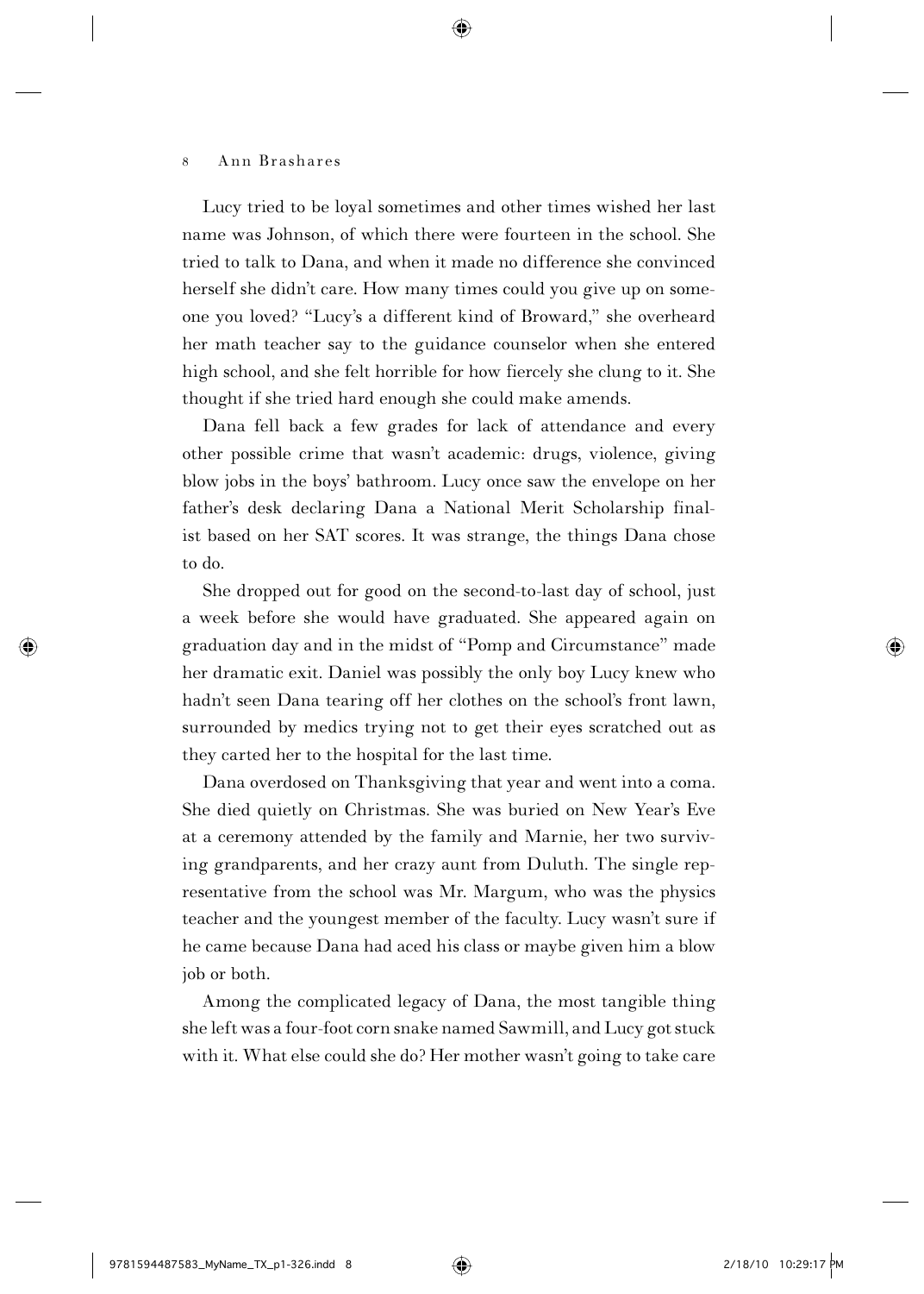Lucy tried to be loyal sometimes and other times wished her last name was Johnson, of which there were fourteen in the school. She tried to talk to Dana, and when it made no difference she convinced herself she didn't care. How many times could you give up on someone you loved? "Lucy's a different kind of Broward," she overheard her math teacher say to the guidance counselor when she entered high school, and she felt horrible for how fiercely she clung to it. She thought if she tried hard enough she could make amends.

Dana fell back a few grades for lack of attendance and every other possible crime that wasn't academic: drugs, violence, giving blow jobs in the boys' bathroom. Lucy once saw the envelope on her father's desk declaring Dana a National Merit Scholarship finalist based on her SAT scores. It was strange, the things Dana chose to do.

She dropped out for good on the second-to-last day of school, just a week before she would have graduated. She appeared again on graduation day and in the midst of "Pomp and Circumstance" made her dramatic exit. Daniel was possibly the only boy Lucy knew who hadn't seen Dana tearing off her clothes on the school's front lawn, surrounded by medics trying not to get their eyes scratched out as they carted her to the hospital for the last time.

Dana overdosed on Thanksgiving that year and went into a coma. She died quietly on Christmas. She was buried on New Year's Eve at a ceremony attended by the family and Marnie, her two surviving grandparents, and her crazy aunt from Duluth. The single representative from the school was Mr. Margum, who was the physics teacher and the youngest member of the faculty. Lucy wasn't sure if he came because Dana had aced his class or maybe given him a blow job or both.

Among the complicated legacy of Dana, the most tangible thing she left was a four-foot corn snake named Sawmill, and Lucy got stuck with it. What else could she do? Her mother wasn't going to take care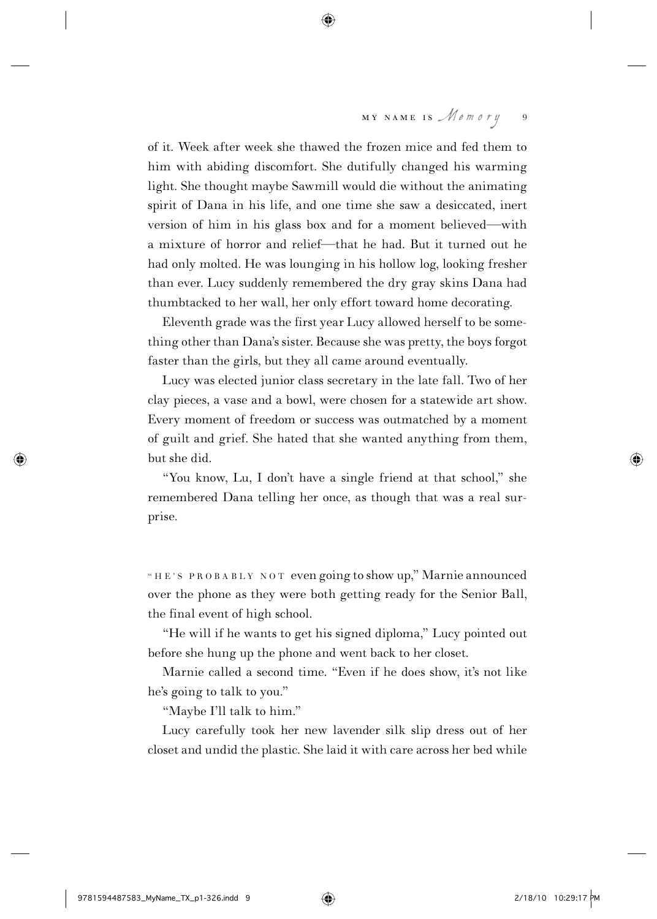of it. Week after week she thawed the frozen mice and fed them to him with abiding discomfort. She dutifully changed his warming light. She thought maybe Sawmill would die without the animating spirit of Dana in his life, and one time she saw a desiccated, inert version of him in his glass box and for a moment believed—with a mixture of horror and relief—that he had. But it turned out he had only molted. He was lounging in his hollow log, looking fresher than ever. Lucy suddenly remembered the dry gray skins Dana had thumbtacked to her wall, her only effort toward home decorating.

Eleventh grade was the first year Lucy allowed herself to be something other than Dana's sister. Because she was pretty, the boys forgot faster than the girls, but they all came around eventually.

Lucy was elected junior class secretary in the late fall. Two of her clay pieces, a vase and a bowl, were chosen for a statewide art show. Every moment of freedom or success was outmatched by a moment of guilt and grief. She hated that she wanted anything from them, but she did.

"You know, Lu, I don't have a single friend at that school," she remembered Dana telling her once, as though that was a real surprise.

"HE'S PROBABLY NOT even going to show up," Marnie announced over the phone as they were both getting ready for the Senior Ball, the final event of high school.

"He will if he wants to get his signed diploma," Lucy pointed out before she hung up the phone and went back to her closet.

Marnie called a second time. "Even if he does show, it's not like he's going to talk to you."

"Maybe I'll talk to him."

Lucy carefully took her new lavender silk slip dress out of her closet and undid the plastic. She laid it with care across her bed while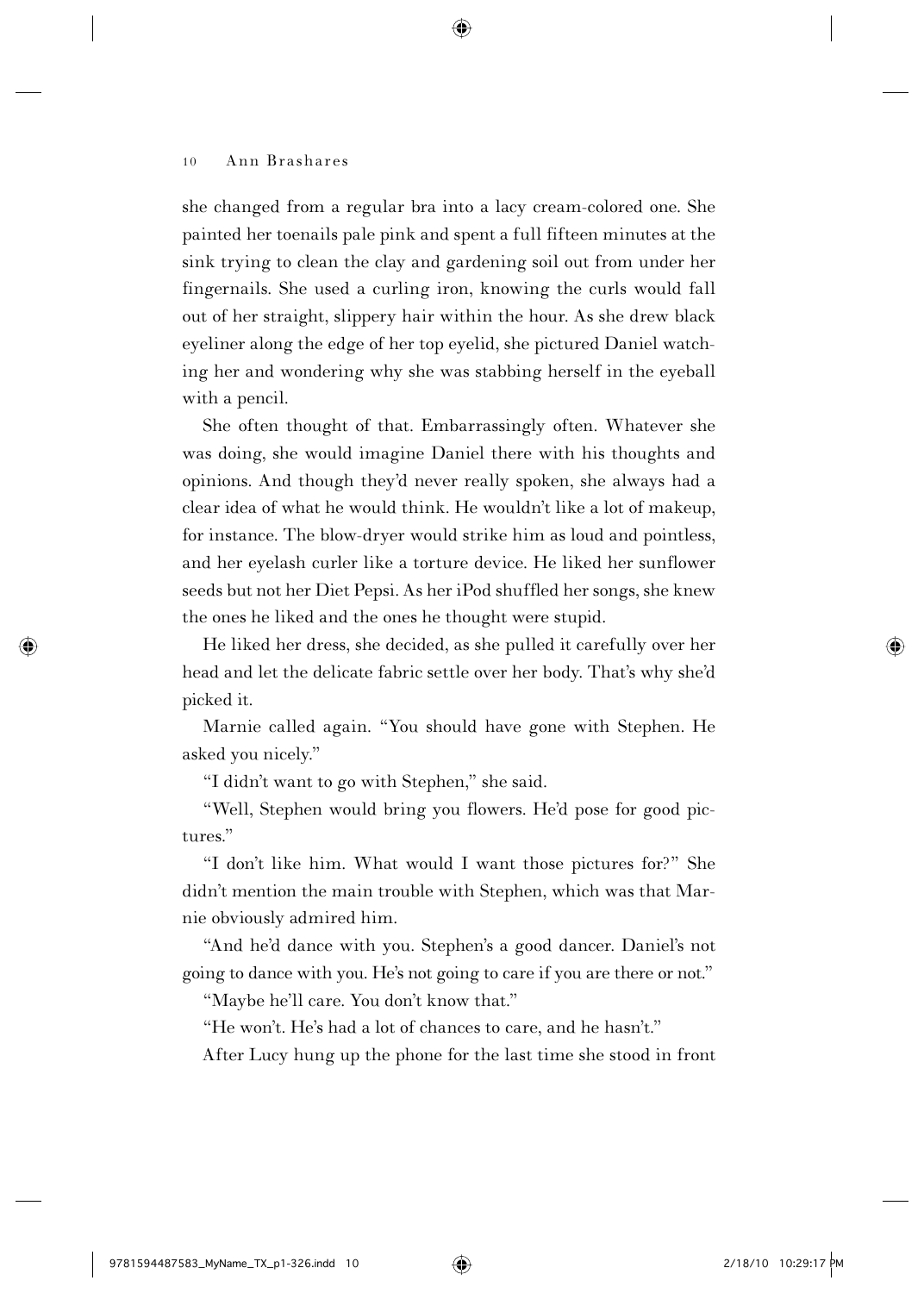she changed from a regular bra into a lacy cream-colored one. She painted her toenails pale pink and spent a full fifteen minutes at the sink trying to clean the clay and gardening soil out from under her fingernails. She used a curling iron, knowing the curls would fall out of her straight, slippery hair within the hour. As she drew black eyeliner along the edge of her top eyelid, she pictured Daniel watching her and wondering why she was stabbing herself in the eyeball with a pencil.

She often thought of that. Embarrassingly often. Whatever she was doing, she would imagine Daniel there with his thoughts and opinions. And though they'd never really spoken, she always had a clear idea of what he would think. He wouldn't like a lot of makeup, for instance. The blow-dryer would strike him as loud and pointless, and her eyelash curler like a torture device. He liked her sunflower seeds but not her Diet Pepsi. As her iPod shuffled her songs, she knew the ones he liked and the ones he thought were stupid.

He liked her dress, she decided, as she pulled it carefully over her head and let the delicate fabric settle over her body. That's why she'd picked it.

Marnie called again. "You should have gone with Stephen. He asked you nicely."

"I didn't want to go with Stephen," she said.

"Well, Stephen would bring you flowers. He'd pose for good pictures."

"I don't like him. What would I want those pictures for?" She didn't mention the main trouble with Stephen, which was that Marnie obviously admired him.

"And he'd dance with you. Stephen's a good dancer. Daniel's not going to dance with you. He's not going to care if you are there or not."

"Maybe he'll care. You don't know that."

"He won't. He's had a lot of chances to care, and he hasn't."

After Lucy hung up the phone for the last time she stood in front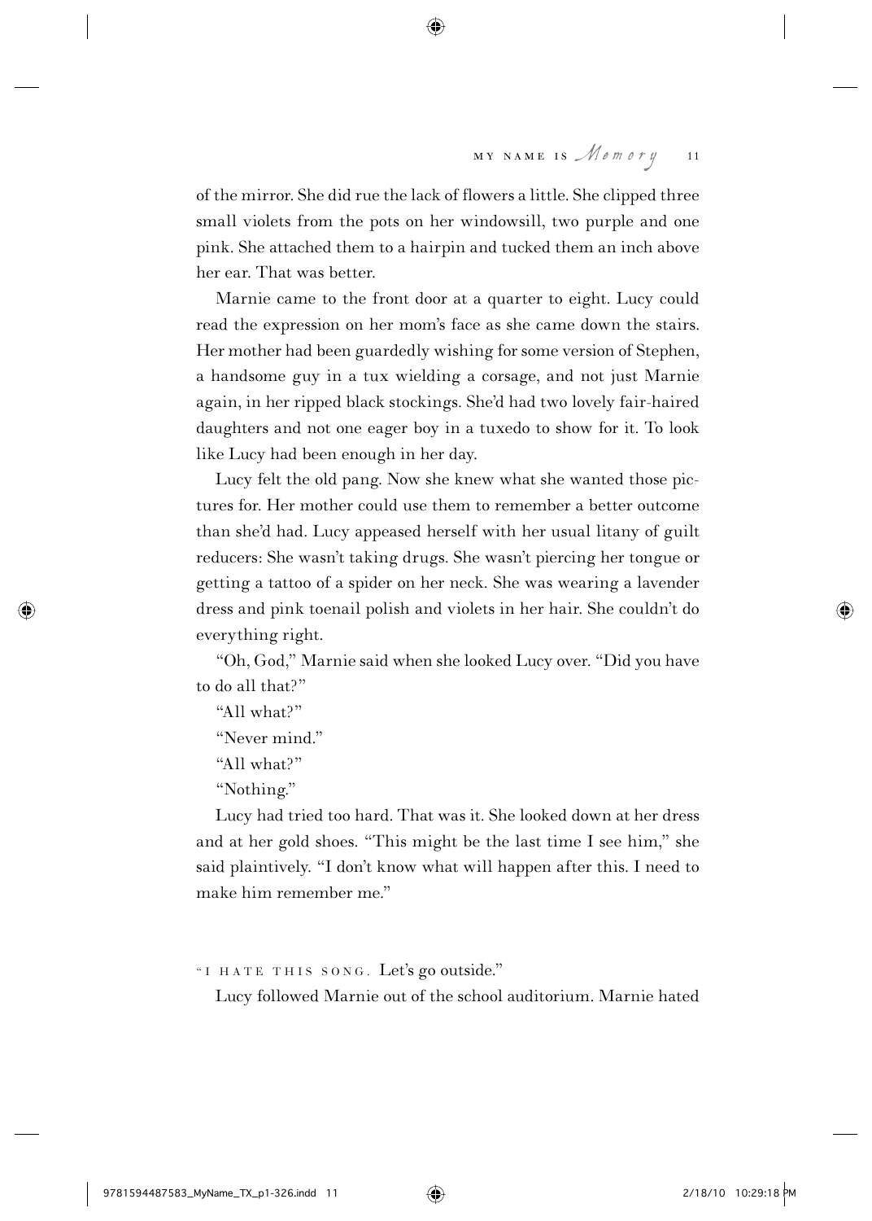of the mirror. She did rue the lack of flowers a little. She clipped three small violets from the pots on her windowsill, two purple and one pink. She attached them to a hairpin and tucked them an inch above her ear. That was better.

Marnie came to the front door at a quarter to eight. Lucy could read the expression on her mom's face as she came down the stairs. Her mother had been guardedly wishing for some version of Stephen, a handsome guy in a tux wielding a corsage, and not just Marnie again, in her ripped black stockings. She'd had two lovely fair-haired daughters and not one eager boy in a tuxedo to show for it. To look like Lucy had been enough in her day.

Lucy felt the old pang. Now she knew what she wanted those pictures for. Her mother could use them to remember a better outcome than she'd had. Lucy appeased herself with her usual litany of guilt reducers: She wasn't taking drugs. She wasn't piercing her tongue or getting a tattoo of a spider on her neck. She was wearing a lavender dress and pink toenail polish and violets in her hair. She couldn't do everything right.

"Oh, God," Marnie said when she looked Lucy over. "Did you have to do all that?"

"All what?"

"Never mind."

"All what?"

"Nothing."

Lucy had tried too hard. That was it. She looked down at her dress and at her gold shoes. "This might be the last time I see him," she said plaintively. "I don't know what will happen after this. I need to make him remember me."

"I HATE THIS SONG. Let's go outside."

Lucy followed Marnie out of the school auditorium. Marnie hated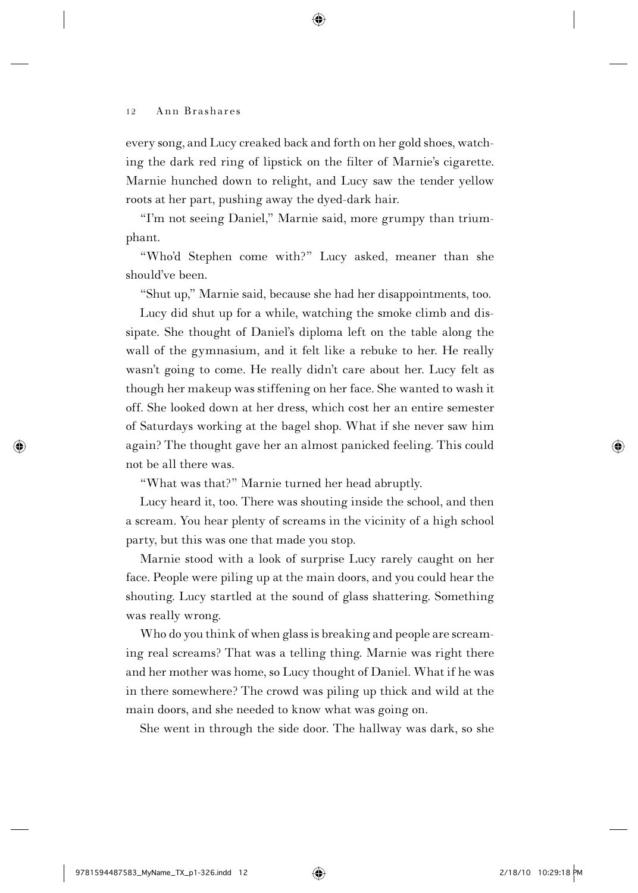every song, and Lucy creaked back and forth on her gold shoes, watching the dark red ring of lipstick on the filter of Marnie's cigarette. Marnie hunched down to relight, and Lucy saw the tender yellow roots at her part, pushing away the dyed-dark hair.

"I'm not seeing Daniel," Marnie said, more grumpy than triumphant.

"Who'd Stephen come with?" Lucy asked, meaner than she should've been.

"Shut up," Marnie said, because she had her disappointments, too.

Lucy did shut up for a while, watching the smoke climb and dissipate. She thought of Daniel's diploma left on the table along the wall of the gymnasium, and it felt like a rebuke to her. He really wasn't going to come. He really didn't care about her. Lucy felt as though her makeup was stiffening on her face. She wanted to wash it off. She looked down at her dress, which cost her an entire semester of Saturdays working at the bagel shop. What if she never saw him again? The thought gave her an almost panicked feeling. This could not be all there was.

"What was that?" Marnie turned her head abruptly.

Lucy heard it, too. There was shouting inside the school, and then a scream. You hear plenty of screams in the vicinity of a high school party, but this was one that made you stop.

Marnie stood with a look of surprise Lucy rarely caught on her face. People were piling up at the main doors, and you could hear the shouting. Lucy startled at the sound of glass shattering. Something was really wrong.

Who do you think of when glass is breaking and people are screaming real screams? That was a telling thing. Marnie was right there and her mother was home, so Lucy thought of Daniel. What if he was in there somewhere? The crowd was piling up thick and wild at the main doors, and she needed to know what was going on.

She went in through the side door. The hallway was dark, so she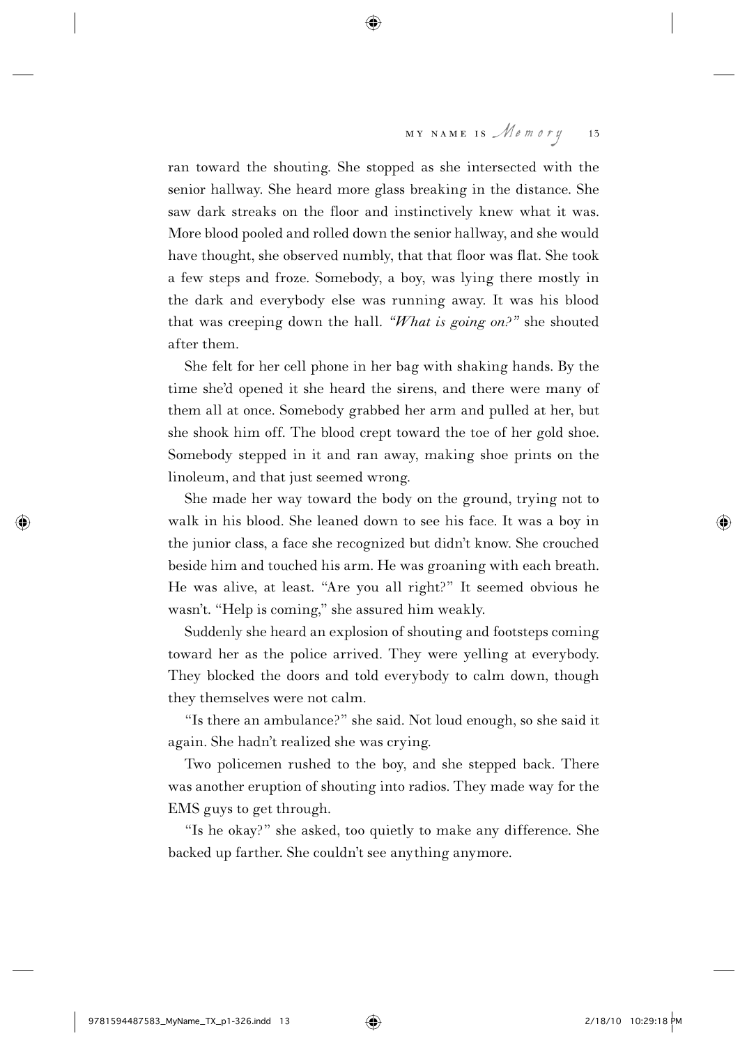ran toward the shouting. She stopped as she intersected with the senior hallway. She heard more glass breaking in the distance. She saw dark streaks on the floor and instinctively knew what it was. More blood pooled and rolled down the senior hallway, and she would have thought, she observed numbly, that that floor was flat. She took a few steps and froze. Somebody, a boy, was lying there mostly in the dark and everybody else was running away. It was his blood that was creeping down the hall. *"What is going on?"* she shouted after them.

She felt for her cell phone in her bag with shaking hands. By the time she'd opened it she heard the sirens, and there were many of them all at once. Somebody grabbed her arm and pulled at her, but she shook him off. The blood crept toward the toe of her gold shoe. Somebody stepped in it and ran away, making shoe prints on the linoleum, and that just seemed wrong.

She made her way toward the body on the ground, trying not to walk in his blood. She leaned down to see his face. It was a boy in the junior class, a face she recognized but didn't know. She crouched beside him and touched his arm. He was groaning with each breath. He was alive, at least. "Are you all right?" It seemed obvious he wasn't. "Help is coming," she assured him weakly.

Suddenly she heard an explosion of shouting and footsteps coming toward her as the police arrived. They were yelling at everybody. They blocked the doors and told everybody to calm down, though they themselves were not calm.

"Is there an ambulance?" she said. Not loud enough, so she said it again. She hadn't realized she was crying.

Two policemen rushed to the boy, and she stepped back. There was another eruption of shouting into radios. They made way for the EMS guys to get through.

"Is he okay?" she asked, too quietly to make any difference. She backed up farther. She couldn't see anything anymore.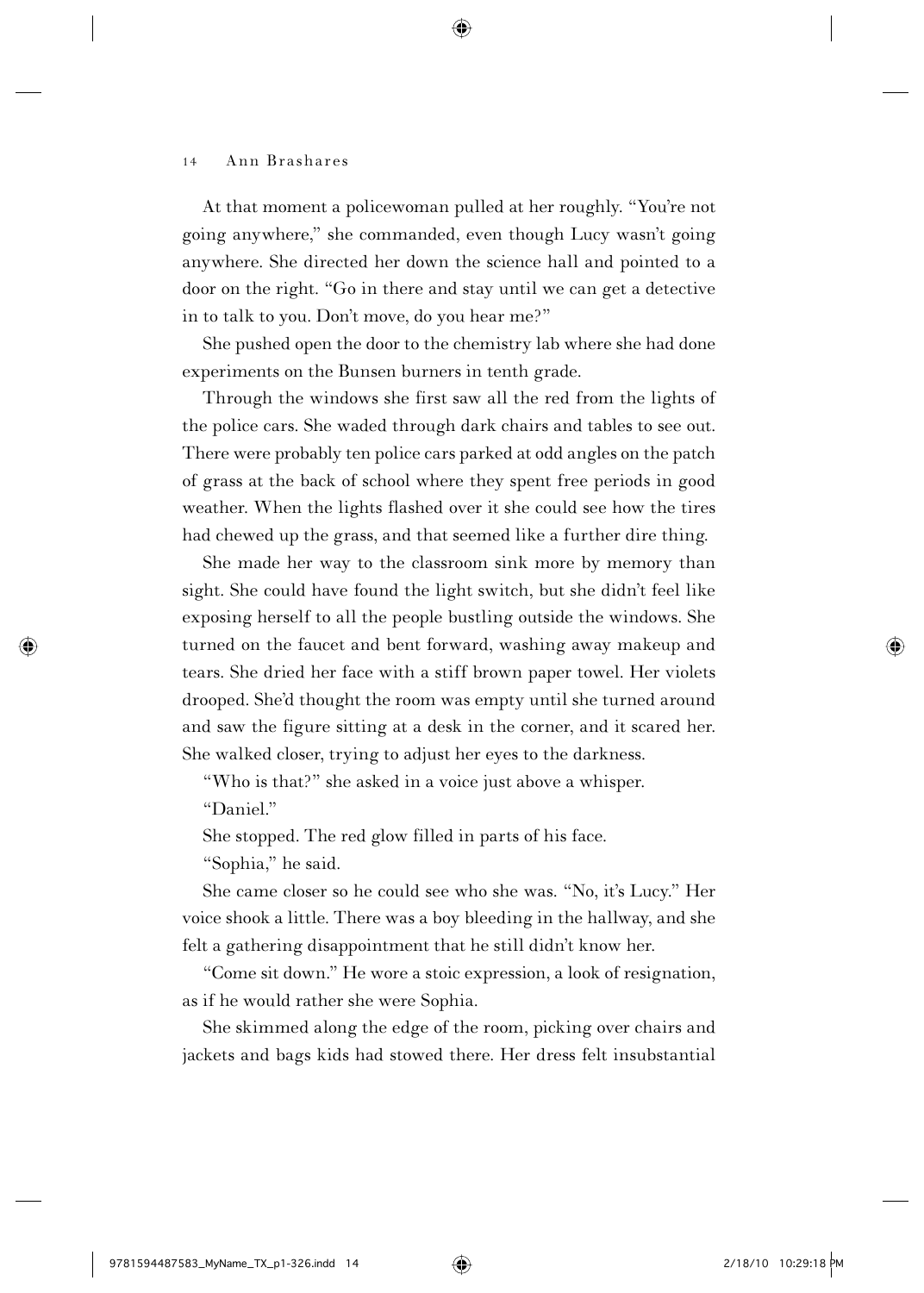At that moment a policewoman pulled at her roughly. "You're not going anywhere," she commanded, even though Lucy wasn't going anywhere. She directed her down the science hall and pointed to a door on the right. "Go in there and stay until we can get a detective in to talk to you. Don't move, do you hear me?"

She pushed open the door to the chemistry lab where she had done experiments on the Bunsen burners in tenth grade.

Through the windows she first saw all the red from the lights of the police cars. She waded through dark chairs and tables to see out. There were probably ten police cars parked at odd angles on the patch of grass at the back of school where they spent free periods in good weather. When the lights flashed over it she could see how the tires had chewed up the grass, and that seemed like a further dire thing.

She made her way to the classroom sink more by memory than sight. She could have found the light switch, but she didn't feel like exposing herself to all the people bustling outside the windows. She turned on the faucet and bent forward, washing away makeup and tears. She dried her face with a stiff brown paper towel. Her violets drooped. She'd thought the room was empty until she turned around and saw the figure sitting at a desk in the corner, and it scared her. She walked closer, trying to adjust her eyes to the darkness.

"Who is that?" she asked in a voice just above a whisper.

"Daniel."

She stopped. The red glow filled in parts of his face.

"Sophia," he said.

She came closer so he could see who she was. "No, it's Lucy." Her voice shook a little. There was a boy bleeding in the hallway, and she felt a gathering disappointment that he still didn't know her.

"Come sit down." He wore a stoic expression, a look of resignation, as if he would rather she were Sophia.

She skimmed along the edge of the room, picking over chairs and jackets and bags kids had stowed there. Her dress felt insubstantial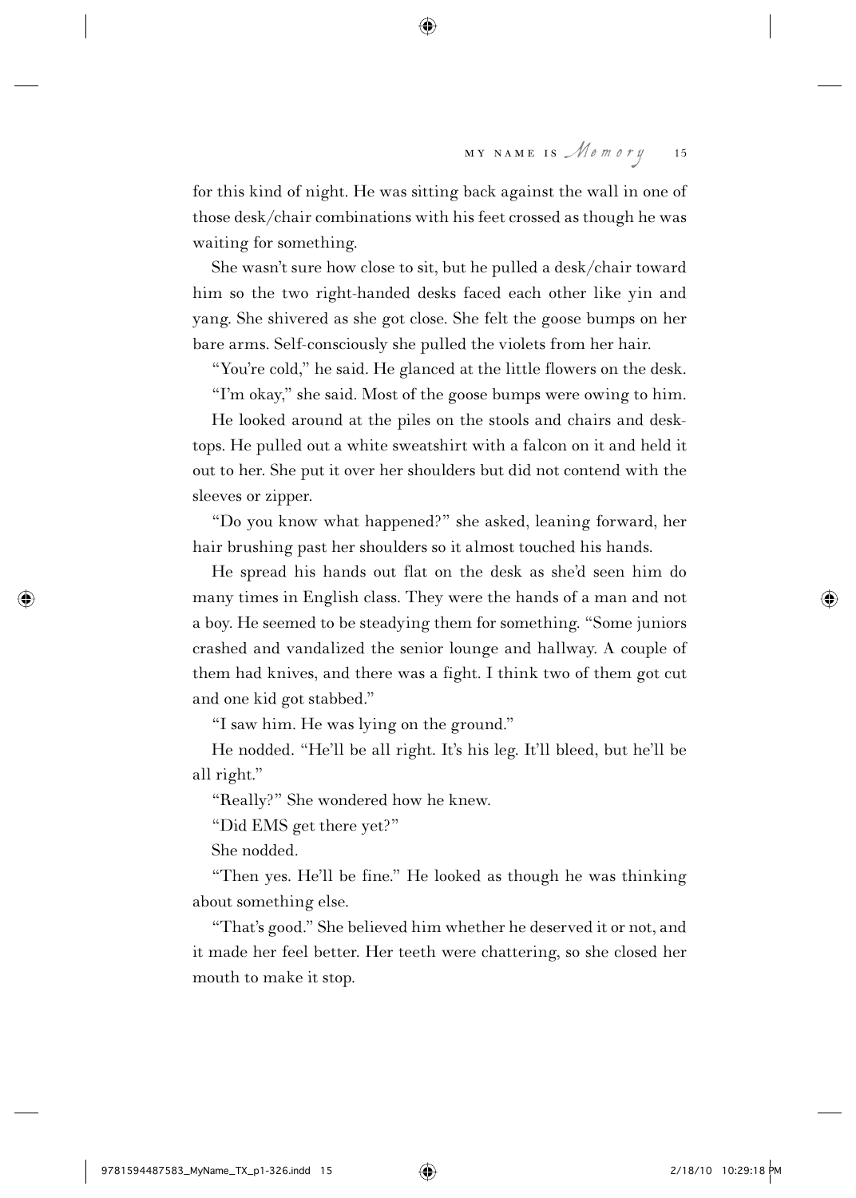for this kind of night. He was sitting back against the wall in one of those desk/chair combinations with his feet crossed as though he was waiting for something.

She wasn't sure how close to sit, but he pulled a desk/chair toward him so the two right-handed desks faced each other like yin and yang. She shivered as she got close. She felt the goose bumps on her bare arms. Self-consciously she pulled the violets from her hair.

"You're cold," he said. He glanced at the little flowers on the desk.

"I'm okay," she said. Most of the goose bumps were owing to him.

He looked around at the piles on the stools and chairs and desktops. He pulled out a white sweatshirt with a falcon on it and held it out to her. She put it over her shoulders but did not contend with the sleeves or zipper.

"Do you know what happened?" she asked, leaning forward, her hair brushing past her shoulders so it almost touched his hands.

He spread his hands out flat on the desk as she'd seen him do many times in English class. They were the hands of a man and not a boy. He seemed to be steadying them for something. "Some juniors crashed and vandalized the senior lounge and hallway. A couple of them had knives, and there was a fight. I think two of them got cut and one kid got stabbed."

"I saw him. He was lying on the ground."

He nodded. "He'll be all right. It's his leg. It'll bleed, but he'll be all right."

"Really?" She wondered how he knew.

"Did EMS get there yet?"

She nodded.

"Then yes. He'll be fine." He looked as though he was thinking about something else.

"That's good." She believed him whether he deserved it or not, and it made her feel better. Her teeth were chattering, so she closed her mouth to make it stop.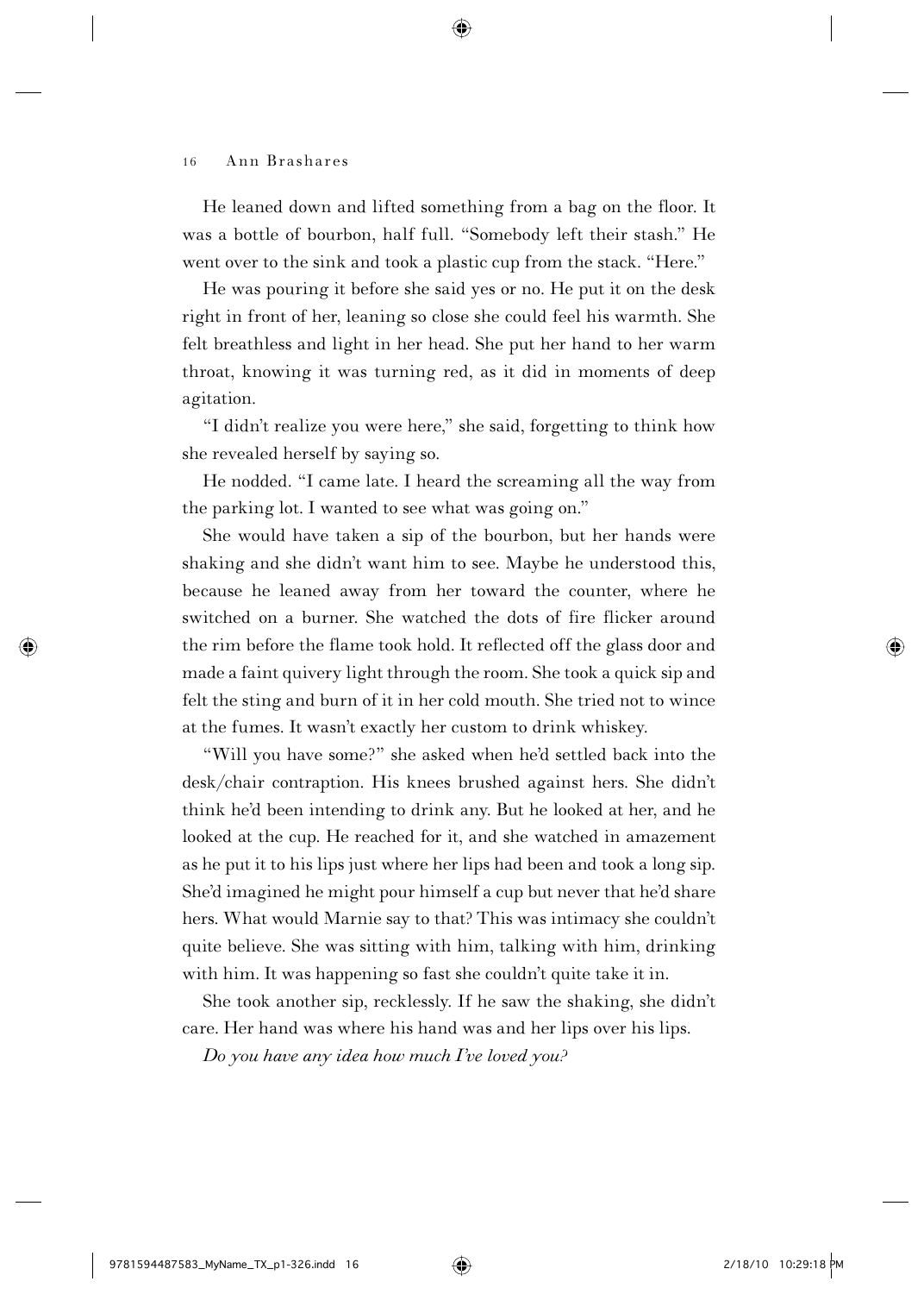He leaned down and lifted something from a bag on the floor. It was a bottle of bourbon, half full. "Somebody left their stash." He went over to the sink and took a plastic cup from the stack. "Here."

He was pouring it before she said yes or no. He put it on the desk right in front of her, leaning so close she could feel his warmth. She felt breathless and light in her head. She put her hand to her warm throat, knowing it was turning red, as it did in moments of deep agitation.

"I didn't realize you were here," she said, forgetting to think how she revealed herself by saying so.

He nodded. "I came late. I heard the screaming all the way from the parking lot. I wanted to see what was going on."

She would have taken a sip of the bourbon, but her hands were shaking and she didn't want him to see. Maybe he understood this, because he leaned away from her toward the counter, where he switched on a burner. She watched the dots of fire flicker around the rim before the flame took hold. It reflected off the glass door and made a faint quivery light through the room. She took a quick sip and felt the sting and burn of it in her cold mouth. She tried not to wince at the fumes. It wasn't exactly her custom to drink whiskey.

"Will you have some?" she asked when he'd settled back into the desk/chair contraption. His knees brushed against hers. She didn't think he'd been intending to drink any. But he looked at her, and he looked at the cup. He reached for it, and she watched in amazement as he put it to his lips just where her lips had been and took a long sip. She'd imagined he might pour himself a cup but never that he'd share hers. What would Marnie say to that? This was intimacy she couldn't quite believe. She was sitting with him, talking with him, drinking with him. It was happening so fast she couldn't quite take it in.

She took another sip, recklessly. If he saw the shaking, she didn't care. Her hand was where his hand was and her lips over his lips.

*Do you have any idea how much I've loved you?*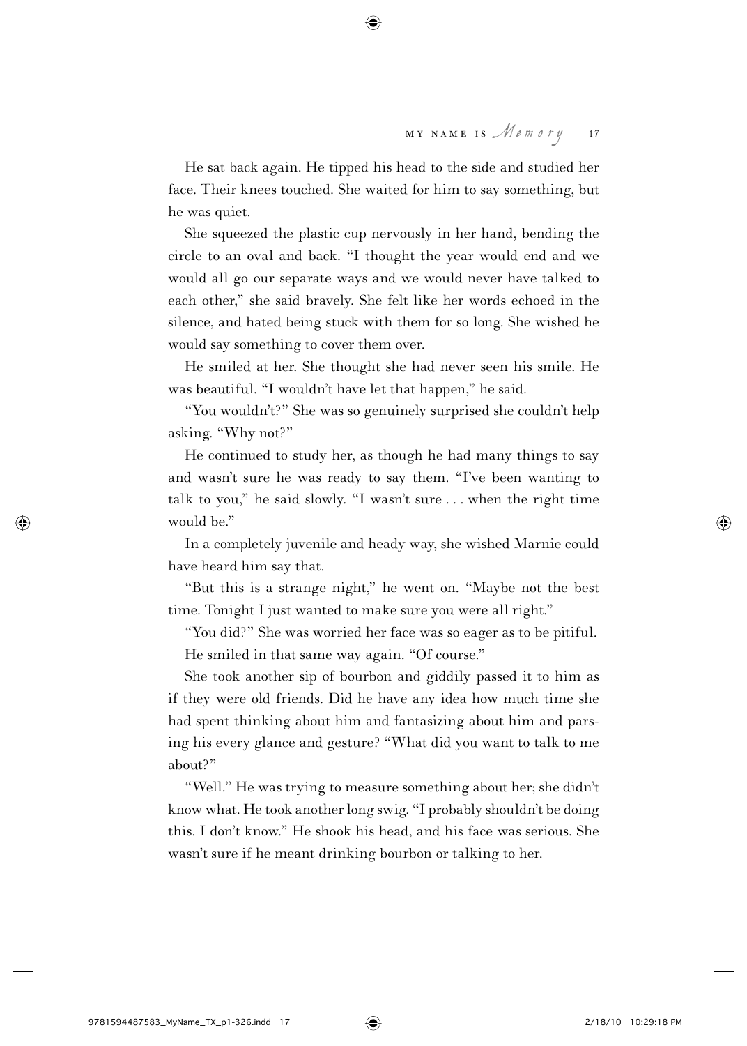He sat back again. He tipped his head to the side and studied her face. Their knees touched. She waited for him to say something, but he was quiet.

She squeezed the plastic cup nervously in her hand, bending the circle to an oval and back. "I thought the year would end and we would all go our separate ways and we would never have talked to each other," she said bravely. She felt like her words echoed in the silence, and hated being stuck with them for so long. She wished he would say something to cover them over.

He smiled at her. She thought she had never seen his smile. He was beautiful. "I wouldn't have let that happen," he said.

"You wouldn't?" She was so genuinely surprised she couldn't help asking. "Why not?"

He continued to study her, as though he had many things to say and wasn't sure he was ready to say them. "I've been wanting to talk to you," he said slowly. "I wasn't sure . . . when the right time would be."

In a completely juvenile and heady way, she wished Marnie could have heard him say that.

"But this is a strange night," he went on. "Maybe not the best time. Tonight I just wanted to make sure you were all right."

"You did?" She was worried her face was so eager as to be pitiful.

He smiled in that same way again. "Of course."

She took another sip of bourbon and giddily passed it to him as if they were old friends. Did he have any idea how much time she had spent thinking about him and fantasizing about him and parsing his every glance and gesture? "What did you want to talk to me about?"

"Well." He was trying to measure something about her; she didn't know what. He took another long swig. "I probably shouldn't be doing this. I don't know." He shook his head, and his face was serious. She wasn't sure if he meant drinking bourbon or talking to her.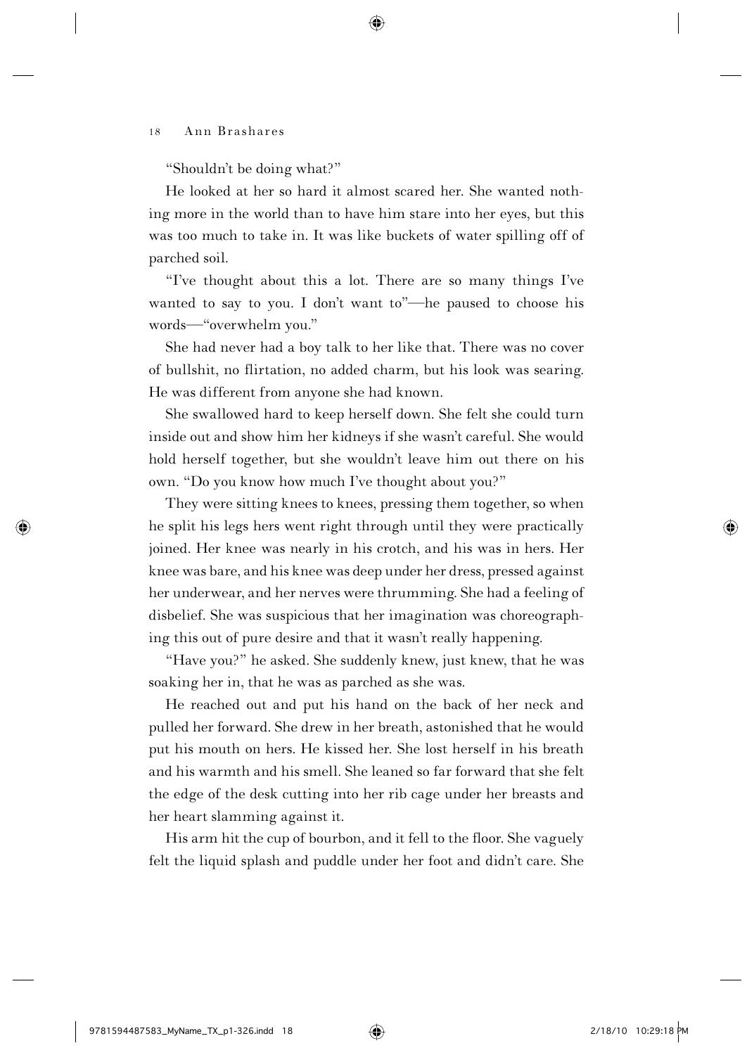"Shouldn't be doing what?"

He looked at her so hard it almost scared her. She wanted nothing more in the world than to have him stare into her eyes, but this was too much to take in. It was like buckets of water spilling off of parched soil.

"I've thought about this a lot. There are so many things I've wanted to say to you. I don't want to"—he paused to choose his words—"overwhelm you."

She had never had a boy talk to her like that. There was no cover of bullshit, no flirtation, no added charm, but his look was searing. He was different from anyone she had known.

She swallowed hard to keep herself down. She felt she could turn inside out and show him her kidneys if she wasn't careful. She would hold herself together, but she wouldn't leave him out there on his own. "Do you know how much I've thought about you?"

They were sitting knees to knees, pressing them together, so when he split his legs hers went right through until they were practically joined. Her knee was nearly in his crotch, and his was in hers. Her knee was bare, and his knee was deep under her dress, pressed against her underwear, and her nerves were thrumming. She had a feeling of disbelief. She was suspicious that her imagination was choreographing this out of pure desire and that it wasn't really happening.

"Have you?" he asked. She suddenly knew, just knew, that he was soaking her in, that he was as parched as she was.

He reached out and put his hand on the back of her neck and pulled her forward. She drew in her breath, astonished that he would put his mouth on hers. He kissed her. She lost herself in his breath and his warmth and his smell. She leaned so far forward that she felt the edge of the desk cutting into her rib cage under her breasts and her heart slamming against it.

His arm hit the cup of bourbon, and it fell to the floor. She vaguely felt the liquid splash and puddle under her foot and didn't care. She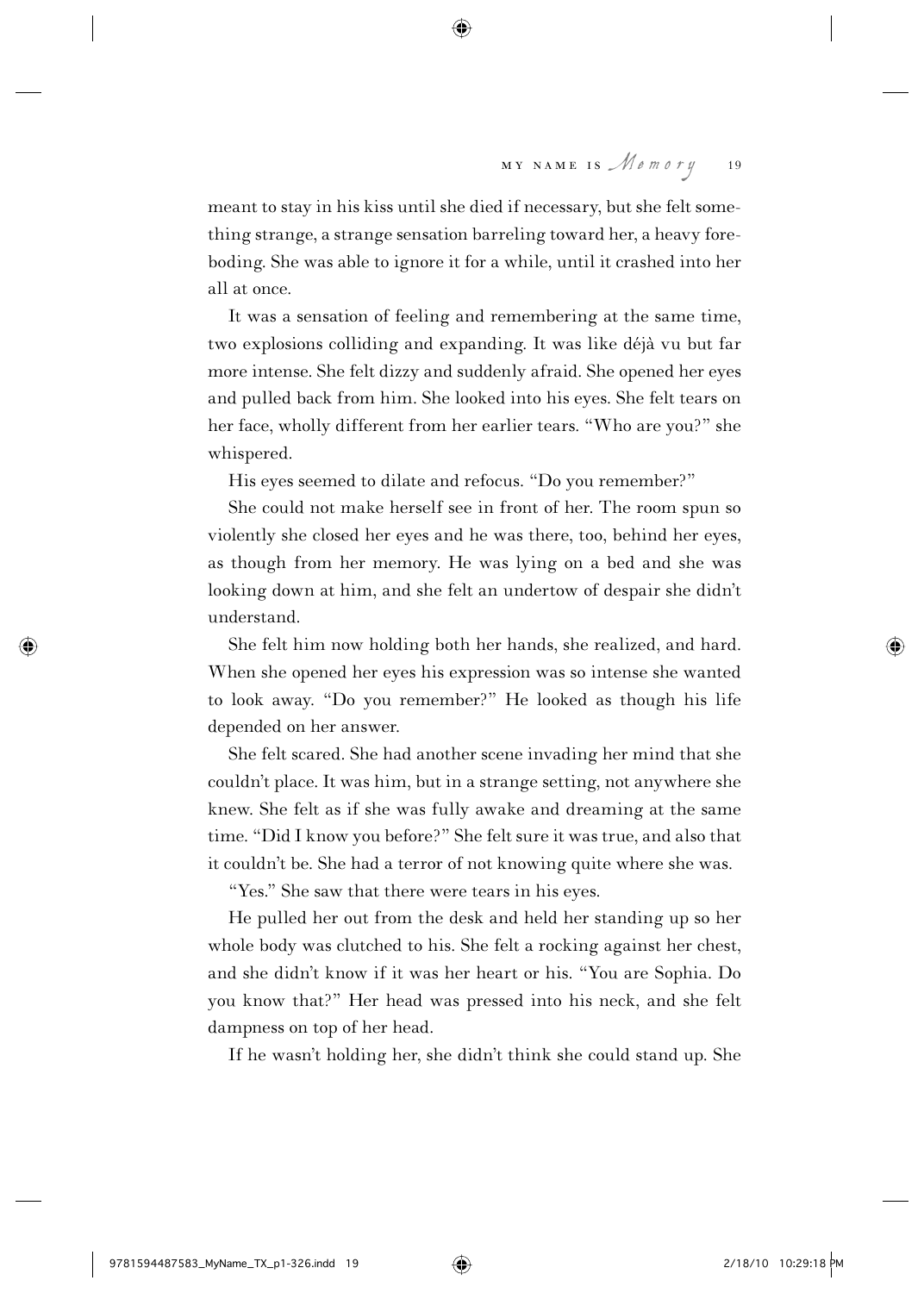meant to stay in his kiss until she died if necessary, but she felt something strange, a strange sensation barreling toward her, a heavy foreboding. She was able to ignore it for a while, until it crashed into her all at once.

It was a sensation of feeling and remembering at the same time, two explosions colliding and expanding. It was like déjà vu but far more intense. She felt dizzy and suddenly afraid. She opened her eyes and pulled back from him. She looked into his eyes. She felt tears on her face, wholly different from her earlier tears. "Who are you?" she whispered.

His eyes seemed to dilate and refocus. "Do you remember?"

She could not make herself see in front of her. The room spun so violently she closed her eyes and he was there, too, behind her eyes, as though from her memory. He was lying on a bed and she was looking down at him, and she felt an undertow of despair she didn't understand.

She felt him now holding both her hands, she realized, and hard. When she opened her eyes his expression was so intense she wanted to look away. "Do you remember?" He looked as though his life depended on her answer.

She felt scared. She had another scene invading her mind that she couldn't place. It was him, but in a strange setting, not anywhere she knew. She felt as if she was fully awake and dreaming at the same time. "Did I know you before?" She felt sure it was true, and also that it couldn't be. She had a terror of not knowing quite where she was.

"Yes." She saw that there were tears in his eyes.

He pulled her out from the desk and held her standing up so her whole body was clutched to his. She felt a rocking against her chest, and she didn't know if it was her heart or his. "You are Sophia. Do you know that?" Her head was pressed into his neck, and she felt dampness on top of her head.

If he wasn't holding her, she didn't think she could stand up. She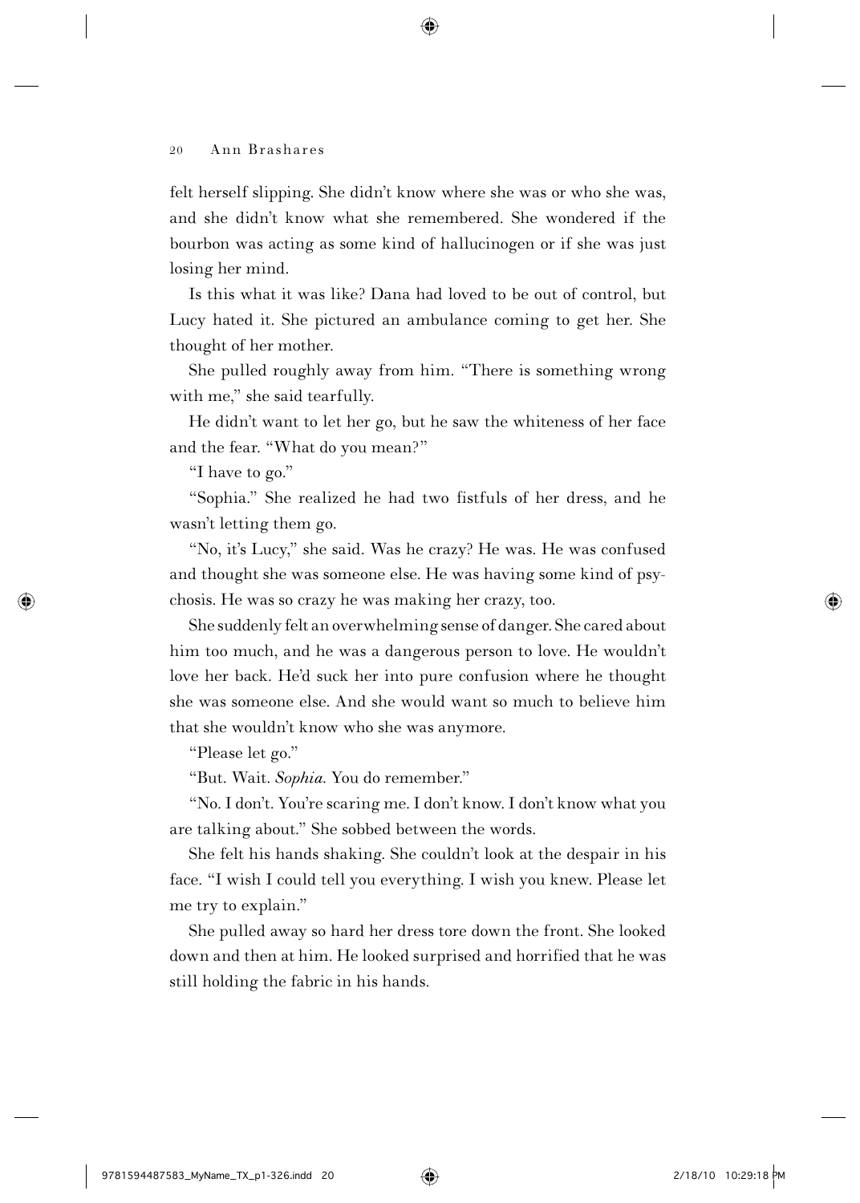felt herself slipping. She didn't know where she was or who she was, and she didn't know what she remembered. She wondered if the bourbon was acting as some kind of hallucinogen or if she was just losing her mind.

Is this what it was like? Dana had loved to be out of control, but Lucy hated it. She pictured an ambulance coming to get her. She thought of her mother.

She pulled roughly away from him. "There is something wrong with me," she said tearfully.

He didn't want to let her go, but he saw the whiteness of her face and the fear. "What do you mean?"

"I have to go."

"Sophia." She realized he had two fistfuls of her dress, and he wasn't letting them go.

"No, it's Lucy," she said. Was he crazy? He was. He was confused and thought she was someone else. He was having some kind of psychosis. He was so crazy he was making her crazy, too.

She suddenly felt an overwhelming sense of danger. She cared about him too much, and he was a dangerous person to love. He wouldn't love her back. He'd suck her into pure confusion where he thought she was someone else. And she would want so much to believe him that she wouldn't know who she was anymore.

"Please let go."

"But. Wait. *Sophia.* You do remember."

"No. I don't. You're scaring me. I don't know. I don't know what you are talking about." She sobbed between the words.

She felt his hands shaking. She couldn't look at the despair in his face. "I wish I could tell you everything. I wish you knew. Please let me try to explain."

She pulled away so hard her dress tore down the front. She looked down and then at him. He looked surprised and horrified that he was still holding the fabric in his hands.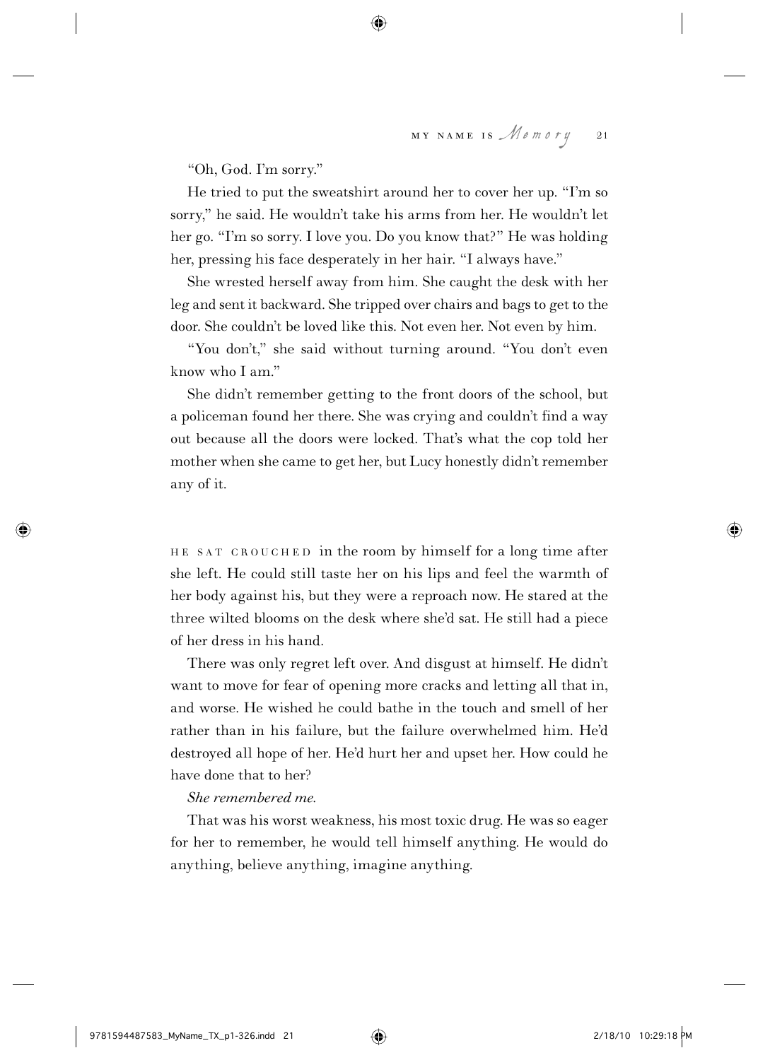"Oh, God. I'm sorry."

He tried to put the sweatshirt around her to cover her up. "I'm so sorry," he said. He wouldn't take his arms from her. He wouldn't let her go. "I'm so sorry. I love you. Do you know that?" He was holding her, pressing his face desperately in her hair. "I always have."

She wrested herself away from him. She caught the desk with her leg and sent it backward. She tripped over chairs and bags to get to the door. She couldn't be loved like this. Not even her. Not even by him.

"You don't," she said without turning around. "You don't even know who I am."

She didn't remember getting to the front doors of the school, but a policeman found her there. She was crying and couldn't find a way out because all the doors were locked. That's what the cop told her mother when she came to get her, but Lucy honestly didn't remember any of it.

HE SAT CROUCHED in the room by himself for a long time after she left. He could still taste her on his lips and feel the warmth of her body against his, but they were a reproach now. He stared at the three wilted blooms on the desk where she'd sat. He still had a piece of her dress in his hand.

There was only regret left over. And disgust at himself. He didn't want to move for fear of opening more cracks and letting all that in, and worse. He wished he could bathe in the touch and smell of her rather than in his failure, but the failure overwhelmed him. He'd destroyed all hope of her. He'd hurt her and upset her. How could he have done that to her?

*She remembered me.*

That was his worst weakness, his most toxic drug. He was so eager for her to remember, he would tell himself anything. He would do anything, believe anything, imagine anything.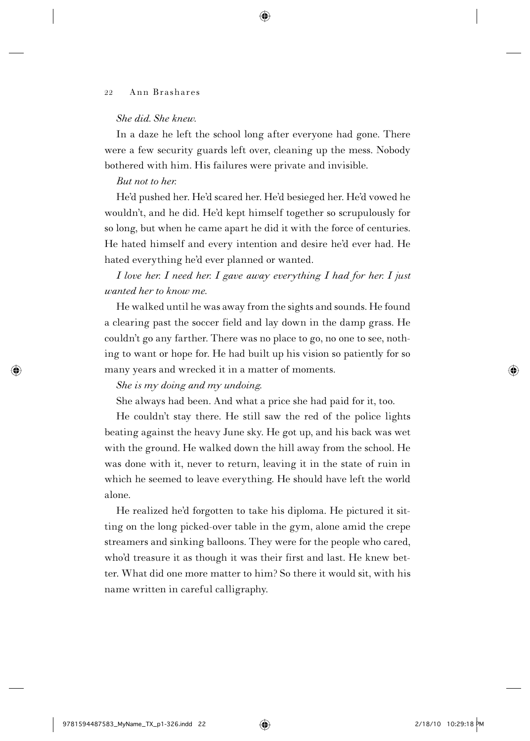*She did. She knew.*

In a daze he left the school long after everyone had gone. There were a few security guards left over, cleaning up the mess. Nobody bothered with him. His failures were private and invisible.

*But not to her.*

He'd pushed her. He'd scared her. He'd besieged her. He'd vowed he wouldn't, and he did. He'd kept himself together so scrupulously for so long, but when he came apart he did it with the force of centuries. He hated himself and every intention and desire he'd ever had. He hated everything he'd ever planned or wanted.

*I love her. I need her. I gave away everything I had for her. I just wanted her to know me.*

He walked until he was away from the sights and sounds. He found a clearing past the soccer field and lay down in the damp grass. He couldn't go any farther. There was no place to go, no one to see, nothing to want or hope for. He had built up his vision so patiently for so many years and wrecked it in a matter of moments.

*She is my doing and my undoing.*

She always had been. And what a price she had paid for it, too.

He couldn't stay there. He still saw the red of the police lights beating against the heavy June sky. He got up, and his back was wet with the ground. He walked down the hill away from the school. He was done with it, never to return, leaving it in the state of ruin in which he seemed to leave everything. He should have left the world alone.

He realized he'd forgotten to take his diploma. He pictured it sitting on the long picked-over table in the gym, alone amid the crepe streamers and sinking balloons. They were for the people who cared, who'd treasure it as though it was their first and last. He knew better. What did one more matter to him? So there it would sit, with his name written in careful calligraphy.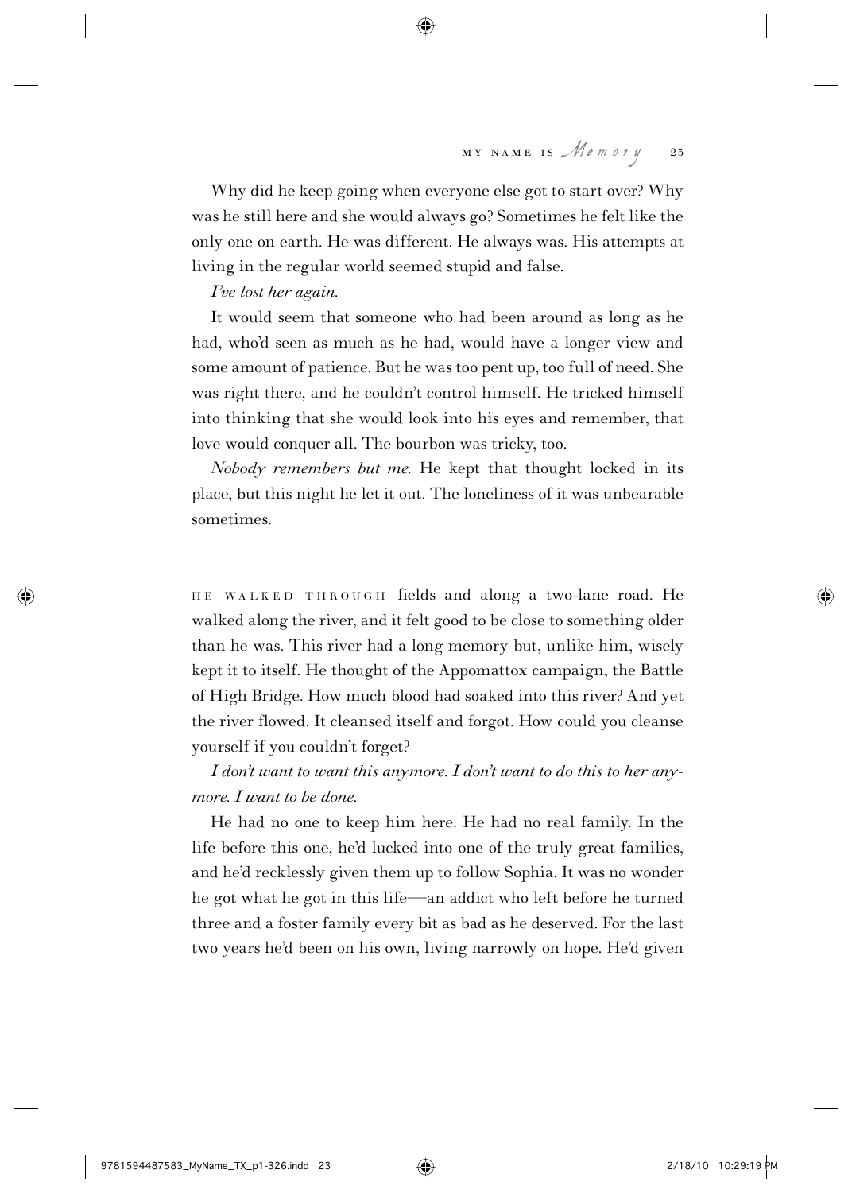Why did he keep going when everyone else got to start over? Why was he still here and she would always go? Sometimes he felt like the only one on earth. He was different. He always was. His attempts at living in the regular world seemed stupid and false.

*I've lost her again.*

It would seem that someone who had been around as long as he had, who'd seen as much as he had, would have a longer view and some amount of patience. But he was too pent up, too full of need. She was right there, and he couldn't control himself. He tricked himself into thinking that she would look into his eyes and remember, that love would conquer all. The bourbon was tricky, too.

*Nobody remembers but me.* He kept that thought locked in its place, but this night he let it out. The loneliness of it was unbearable sometimes.

HE WALKED THROUGH fields and along a two-lane road. He walked along the river, and it felt good to be close to something older than he was. This river had a long memory but, unlike him, wisely kept it to itself. He thought of the Appomattox campaign, the Battle of High Bridge. How much blood had soaked into this river? And yet the river flowed. It cleansed itself and forgot. How could you cleanse yourself if you couldn't forget?

*I don't want to want this anymore. I don't want to do this to her anymore. I want to be done.*

He had no one to keep him here. He had no real family. In the life before this one, he'd lucked into one of the truly great families, and he'd recklessly given them up to follow Sophia. It was no wonder he got what he got in this life—an addict who left before he turned three and a foster family every bit as bad as he deserved. For the last two years he'd been on his own, living narrowly on hope. He'd given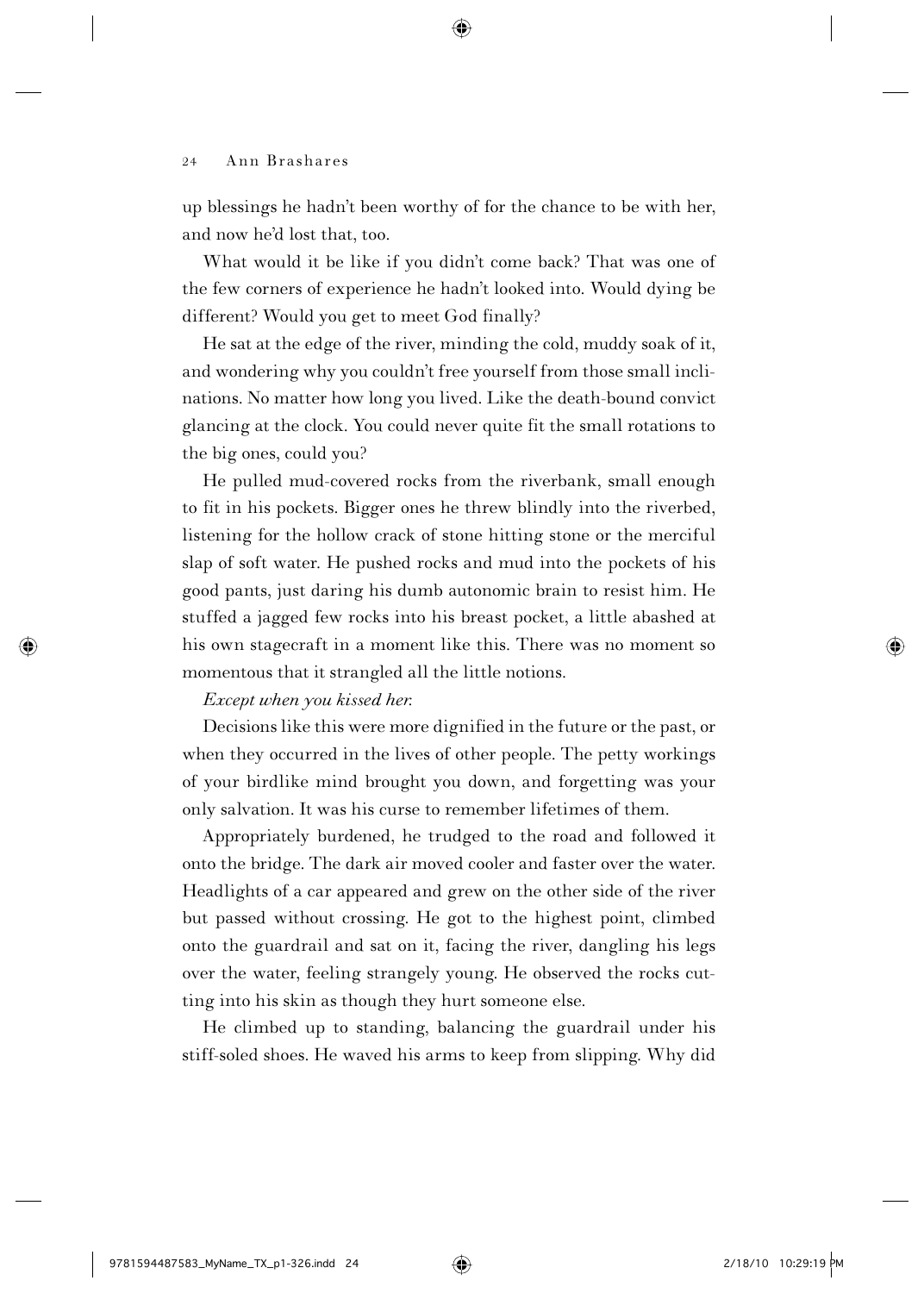up blessings he hadn't been worthy of for the chance to be with her, and now he'd lost that, too.

What would it be like if you didn't come back? That was one of the few corners of experience he hadn't looked into. Would dying be different? Would you get to meet God finally?

He sat at the edge of the river, minding the cold, muddy soak of it, and wondering why you couldn't free yourself from those small inclinations. No matter how long you lived. Like the death-bound convict glancing at the clock. You could never quite fit the small rotations to the big ones, could you?

He pulled mud-covered rocks from the riverbank, small enough to fit in his pockets. Bigger ones he threw blindly into the riverbed, listening for the hollow crack of stone hitting stone or the merciful slap of soft water. He pushed rocks and mud into the pockets of his good pants, just daring his dumb autonomic brain to resist him. He stuffed a jagged few rocks into his breast pocket, a little abashed at his own stagecraft in a moment like this. There was no moment so momentous that it strangled all the little notions.

*Except when you kissed her.*

Decisions like this were more dignified in the future or the past, or when they occurred in the lives of other people. The petty workings of your birdlike mind brought you down, and forgetting was your only salvation. It was his curse to remember lifetimes of them.

Appropriately burdened, he trudged to the road and followed it onto the bridge. The dark air moved cooler and faster over the water. Headlights of a car appeared and grew on the other side of the river but passed without crossing. He got to the highest point, climbed onto the guardrail and sat on it, facing the river, dangling his legs over the water, feeling strangely young. He observed the rocks cutting into his skin as though they hurt someone else.

He climbed up to standing, balancing the guardrail under his stiff-soled shoes. He waved his arms to keep from slipping. Why did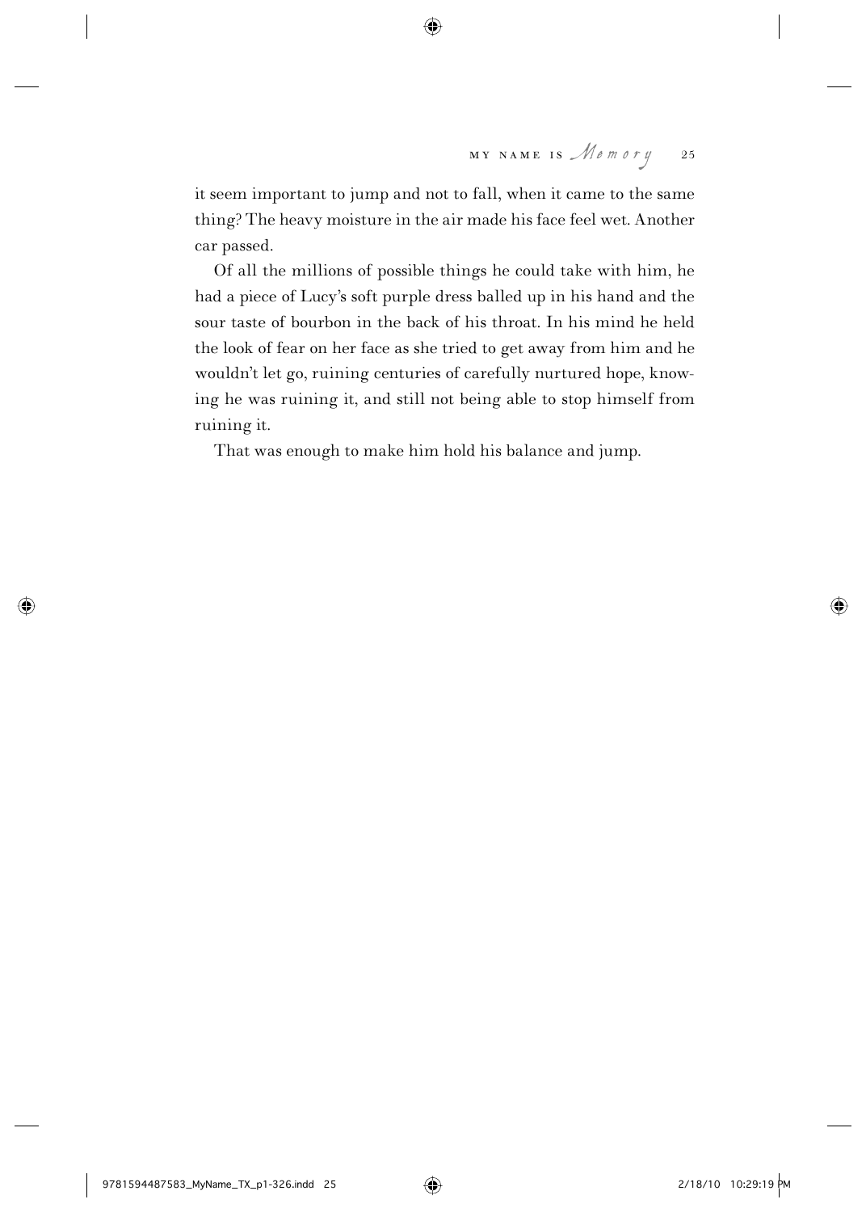it seem important to jump and not to fall, when it came to the same thing? The heavy moisture in the air made his face feel wet. Another car passed.

Of all the millions of possible things he could take with him, he had a piece of Lucy's soft purple dress balled up in his hand and the sour taste of bourbon in the back of his throat. In his mind he held the look of fear on her face as she tried to get away from him and he wouldn't let go, ruining centuries of carefully nurtured hope, knowing he was ruining it, and still not being able to stop himself from ruining it.

That was enough to make him hold his balance and jump.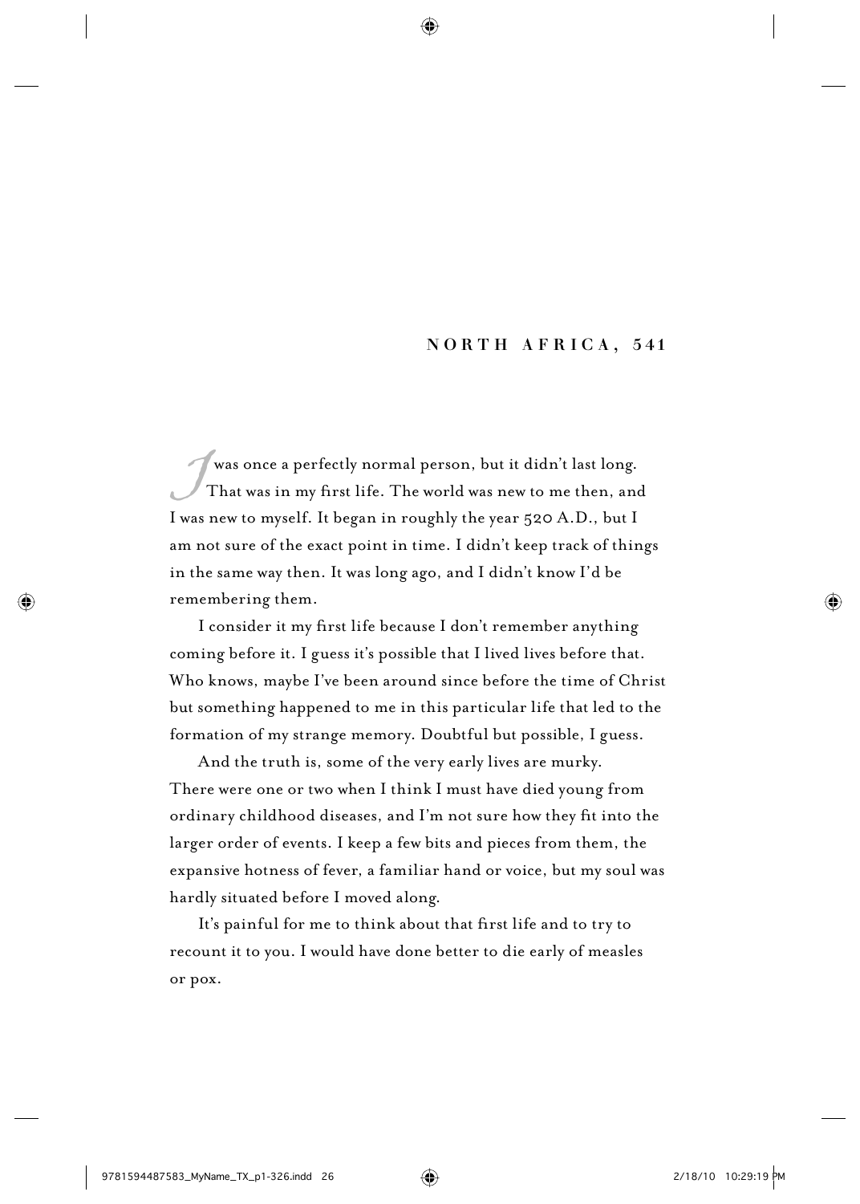## NORTH AFRICA, 541

I was once a perfectly normal person, but it didn't last long. That was in my first life. The world was new to me then, and I was new to myself. It began in roughly the year 520 A.D., but I am not sure of the exact point in time. I didn't keep track of things in the same way then. It was long ago, and I didn't know I'd be remembering them.

I consider it my first life because I don't remember anything coming before it. I guess it's possible that I lived lives before that. Who knows, maybe I've been around since before the time of Christ but something happened to me in this particular life that led to the formation of my strange memory. Doubtful but possible, I guess.

And the truth is, some of the very early lives are murky. There were one or two when I think I must have died young from ordinary childhood diseases, and I'm not sure how they fit into the larger order of events. I keep a few bits and pieces from them, the expansive hotness of fever, a familiar hand or voice, but my soul was hardly situated before I moved along.

It's painful for me to think about that first life and to try to recount it to you. I would have done better to die early of measles or pox.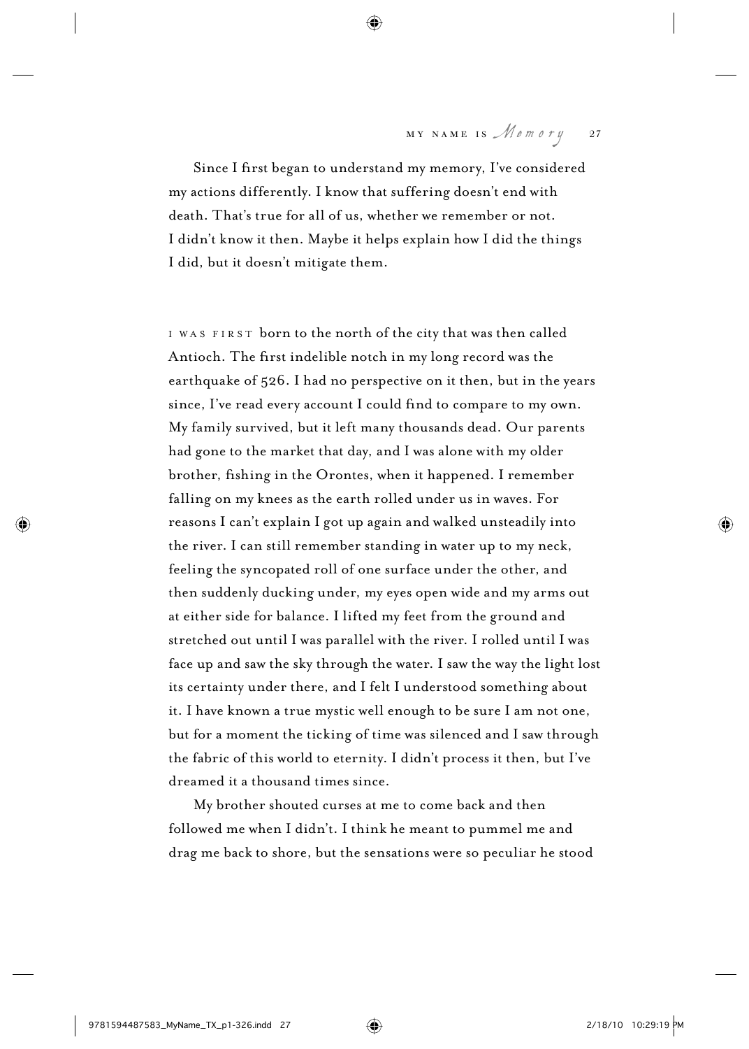Since I first began to understand my memory, I've considered my actions differently. I know that suffering doesn't end with death. That's true for all of us, whether we remember or not. I didn't know it then. Maybe it helps explain how I did the things I did, but it doesn't mitigate them.

I WAS FIRST born to the north of the city that was then called Antioch. The first indelible notch in my long record was the earthquake of 526. I had no perspective on it then, but in the years since, I've read every account I could find to compare to my own. My family survived, but it left many thousands dead. Our parents had gone to the market that day, and I was alone with my older brother, fishing in the Orontes, when it happened. I remember falling on my knees as the earth rolled under us in waves. For reasons I can't explain I got up again and walked unsteadily into the river. I can still remember standing in water up to my neck, feeling the syncopated roll of one surface under the other, and then suddenly ducking under, my eyes open wide and my arms out at either side for balance. I lifted my feet from the ground and stretched out until I was parallel with the river. I rolled until I was face up and saw the sky through the water. I saw the way the light lost its certainty under there, and I felt I understood something about it. I have known a true mystic well enough to be sure I am not one, but for a moment the ticking of time was silenced and I saw through the fabric of this world to eternity. I didn't process it then, but I've dreamed it a thousand times since.

My brother shouted curses at me to come back and then followed me when I didn't. I think he meant to pummel me and drag me back to shore, but the sensations were so peculiar he stood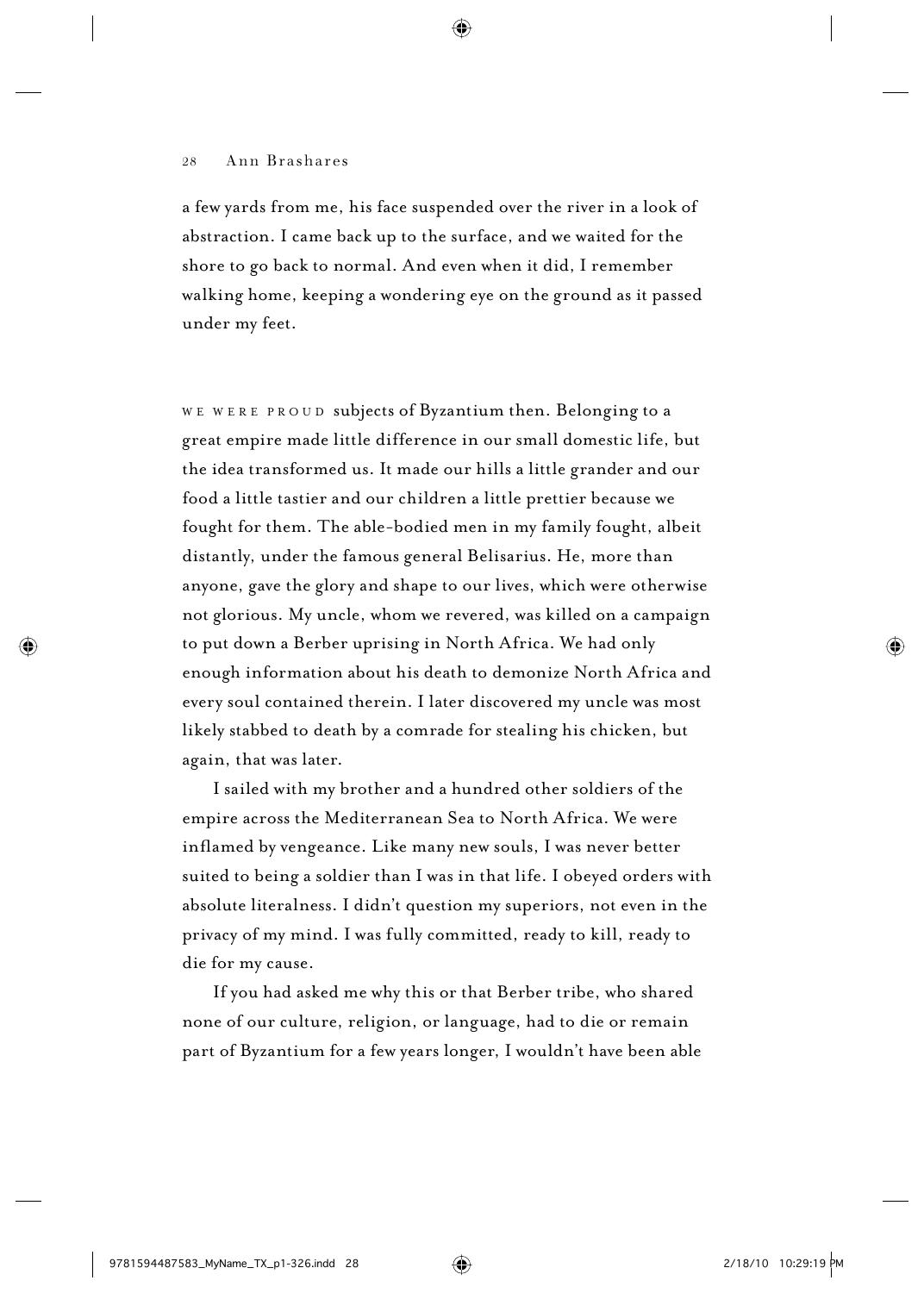a few yards from me, his face suspended over the river in a look of abstraction. I came back up to the surface, and we waited for the shore to go back to normal. And even when it did, I remember walking home, keeping a wondering eye on the ground as it passed under my feet.

WE WERE PROUD subjects of Byzantium then. Belonging to a great empire made little difference in our small domestic life, but the idea transformed us. It made our hills a little grander and our food a little tastier and our children a little prettier because we fought for them. The able-bodied men in my family fought, albeit distantly, under the famous general Belisarius. He, more than anyone, gave the glory and shape to our lives, which were otherwise not glorious. My uncle, whom we revered, was killed on a campaign to put down a Berber uprising in North Africa. We had only enough information about his death to demonize North Africa and every soul contained therein. I later discovered my uncle was most likely stabbed to death by a comrade for stealing his chicken, but again, that was later.

I sailed with my brother and a hundred other soldiers of the empire across the Mediterranean Sea to North Africa. We were inflamed by vengeance. Like many new souls, I was never better suited to being a soldier than I was in that life. I obeyed orders with absolute literalness. I didn't question my superiors, not even in the privacy of my mind. I was fully committed, ready to kill, ready to die for my cause.

If you had asked me why this or that Berber tribe, who shared none of our culture, religion, or language, had to die or remain part of Byzantium for a few years longer, I wouldn't have been able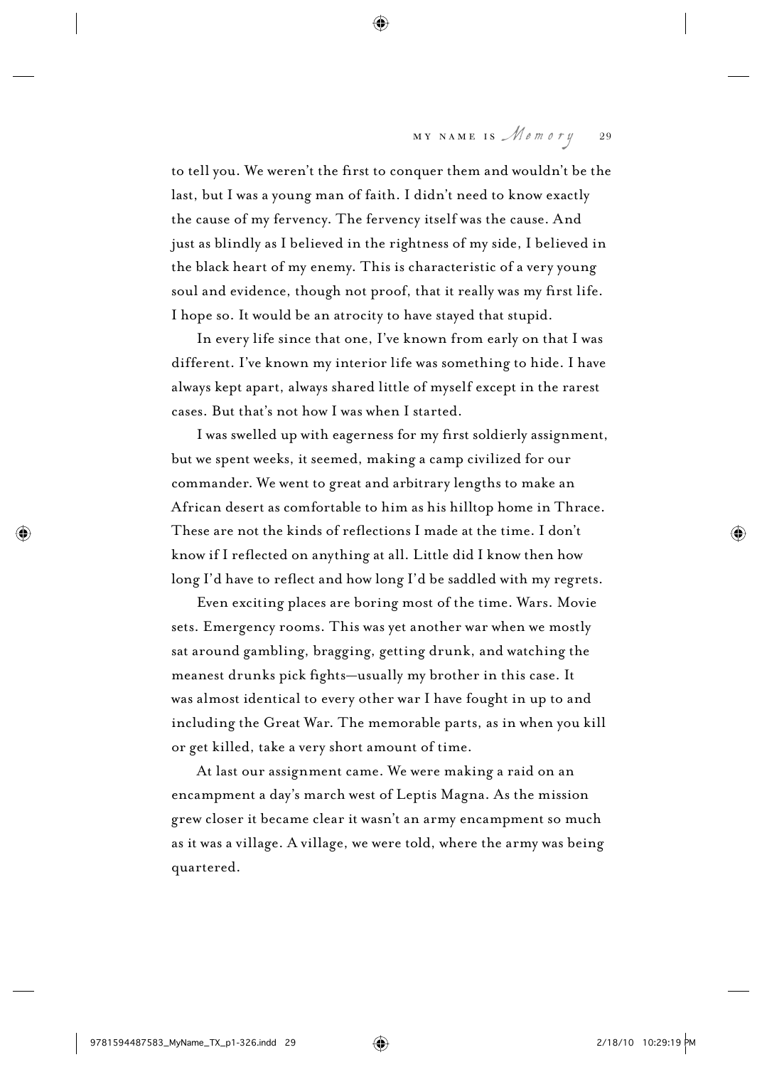to tell you. We weren't the first to conquer them and wouldn't be the last, but I was a young man of faith. I didn't need to know exactly the cause of my fervency. The fervency itself was the cause. And just as blindly as I believed in the rightness of my side, I believed in the black heart of my enemy. This is characteristic of a very young soul and evidence, though not proof, that it really was my first life. I hope so. It would be an atrocity to have stayed that stupid.

In every life since that one, I've known from early on that I was different. I've known my interior life was something to hide. I have always kept apart, always shared little of myself except in the rarest cases. But that's not how I was when I started.

I was swelled up with eagerness for my first soldierly assignment, but we spent weeks, it seemed, making a camp civilized for our commander. We went to great and arbitrary lengths to make an African desert as comfortable to him as his hilltop home in Thrace. These are not the kinds of reflections I made at the time. I don't know if I reflected on anything at all. Little did I know then how long I'd have to reflect and how long I'd be saddled with my regrets.

Even exciting places are boring most of the time. Wars. Movie sets. Emergency rooms. This was yet another war when we mostly sat around gambling, bragging, getting drunk, and watching the meanest drunks pick fights—usually my brother in this case. It was almost identical to every other war I have fought in up to and including the Great War. The memorable parts, as in when you kill or get killed, take a very short amount of time.

At last our assignment came. We were making a raid on an encampment a day's march west of Leptis Magna. As the mission grew closer it became clear it wasn't an army encampment so much as it was a village. A village, we were told, where the army was being quartered.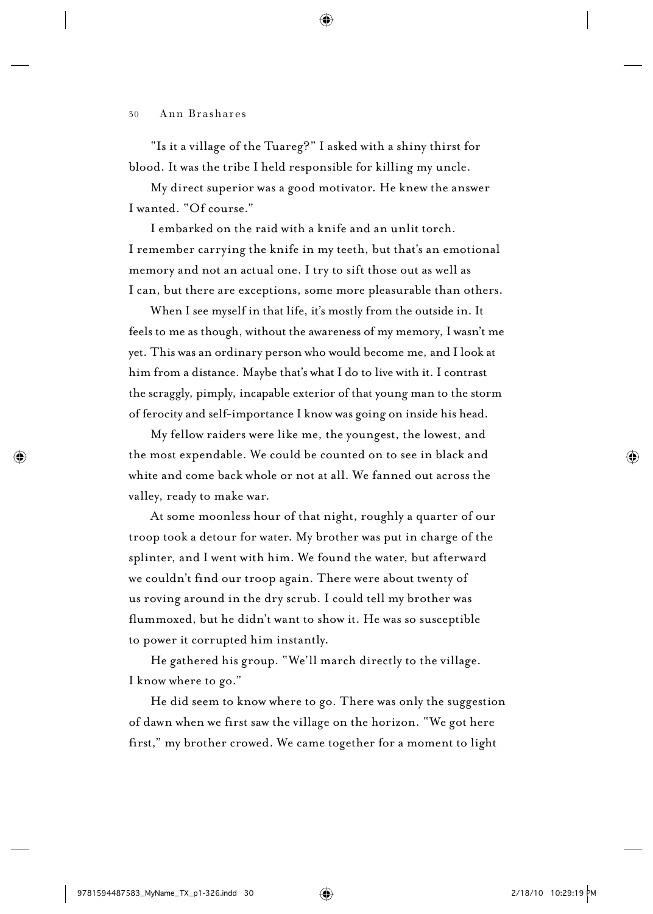"Is it a village of the Tuareg?" I asked with a shiny thirst for blood. It was the tribe I held responsible for killing my uncle.

My direct superior was a good motivator. He knew the answer I wanted. "Of course."

I embarked on the raid with a knife and an unlit torch. I remember carrying the knife in my teeth, but that's an emotional memory and not an actual one. I try to sift those out as well as I can, but there are exceptions, some more pleasurable than others.

When I see myself in that life, it's mostly from the outside in. It feels to me as though, without the awareness of my memory, I wasn't me yet. This was an ordinary person who would become me, and I look at him from a distance. Maybe that's what I do to live with it. I contrast the scraggly, pimply, incapable exterior of that young man to the storm of ferocity and self-importance I know was going on inside his head.

My fellow raiders were like me, the youngest, the lowest, and the most expendable. We could be counted on to see in black and white and come back whole or not at all. We fanned out across the valley, ready to make war.

At some moonless hour of that night, roughly a quarter of our troop took a detour for water. My brother was put in charge of the splinter, and I went with him. We found the water, but afterward we couldn't find our troop again. There were about twenty of us roving around in the dry scrub. I could tell my brother was flummoxed, but he didn't want to show it. He was so susceptible to power it corrupted him instantly.

He gathered his group. "We'll march directly to the village. I know where to go."

He did seem to know where to go. There was only the suggestion of dawn when we first saw the village on the horizon. "We got here first," my brother crowed. We came together for a moment to light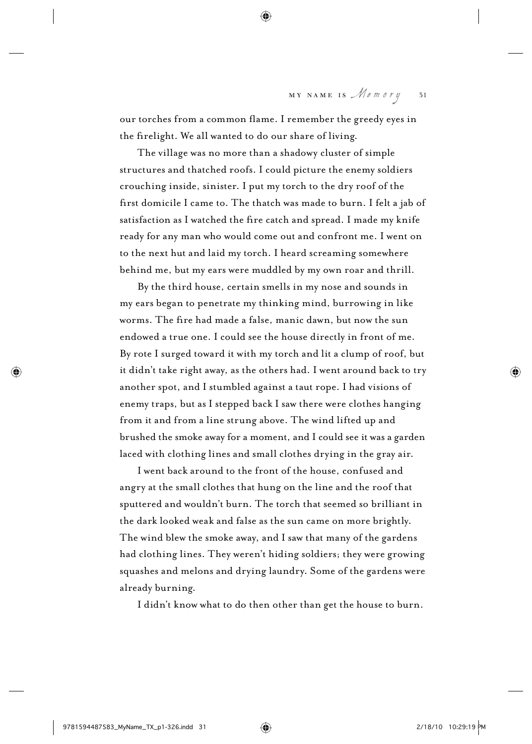our torches from a common flame. I remember the greedy eyes in the firelight. We all wanted to do our share of living.

The village was no more than a shadowy cluster of simple structures and thatched roofs. I could picture the enemy soldiers crouching inside, sinister. I put my torch to the dry roof of the first domicile I came to. The thatch was made to burn. I felt a jab of satisfaction as I watched the fire catch and spread. I made my knife ready for any man who would come out and confront me. I went on to the next hut and laid my torch. I heard screaming somewhere behind me, but my ears were muddled by my own roar and thrill.

By the third house, certain smells in my nose and sounds in my ears began to penetrate my thinking mind, burrowing in like worms. The fire had made a false, manic dawn, but now the sun endowed a true one. I could see the house directly in front of me. By rote I surged toward it with my torch and lit a clump of roof, but it didn't take right away, as the others had. I went around back to try another spot, and I stumbled against a taut rope. I had visions of enemy traps, but as I stepped back I saw there were clothes hanging from it and from a line strung above. The wind lifted up and brushed the smoke away for a moment, and I could see it was a garden laced with clothing lines and small clothes drying in the gray air.

I went back around to the front of the house, confused and angry at the small clothes that hung on the line and the roof that sputtered and wouldn't burn. The torch that seemed so brilliant in the dark looked weak and false as the sun came on more brightly. The wind blew the smoke away, and I saw that many of the gardens had clothing lines. They weren't hiding soldiers; they were growing squashes and melons and drying laundry. Some of the gardens were already burning.

I didn't know what to do then other than get the house to burn.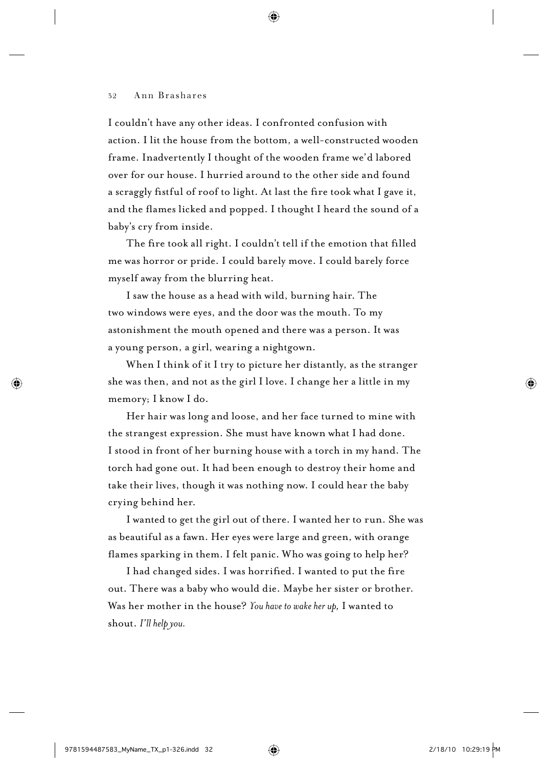I couldn't have any other ideas. I confronted confusion with action. I lit the house from the bottom, a well-constructed wooden frame. Inadvertently I thought of the wooden frame we'd labored over for our house. I hurried around to the other side and found a scraggly fistful of roof to light. At last the fire took what I gave it, and the flames licked and popped. I thought I heard the sound of a baby's cry from inside.

The fire took all right. I couldn't tell if the emotion that filled me was horror or pride. I could barely move. I could barely force myself away from the blurring heat.

I saw the house as a head with wild, burning hair. The two windows were eyes, and the door was the mouth. To my astonishment the mouth opened and there was a person. It was a young person, a girl, wearing a nightgown.

When I think of it I try to picture her distantly, as the stranger she was then, and not as the girl I love. I change her a little in my memory; I know I do.

Her hair was long and loose, and her face turned to mine with the strangest expression. She must have known what I had done. I stood in front of her burning house with a torch in my hand. The torch had gone out. It had been enough to destroy their home and take their lives, though it was nothing now. I could hear the baby crying behind her.

I wanted to get the girl out of there. I wanted her to run. She was as beautiful as a fawn. Her eyes were large and green, with orange flames sparking in them. I felt panic. Who was going to help her?

I had changed sides. I was horrified. I wanted to put the fire out. There was a baby who would die. Maybe her sister or brother. Was her mother in the house? *You have to wake her up,* I wanted to shout. *I'll help you.*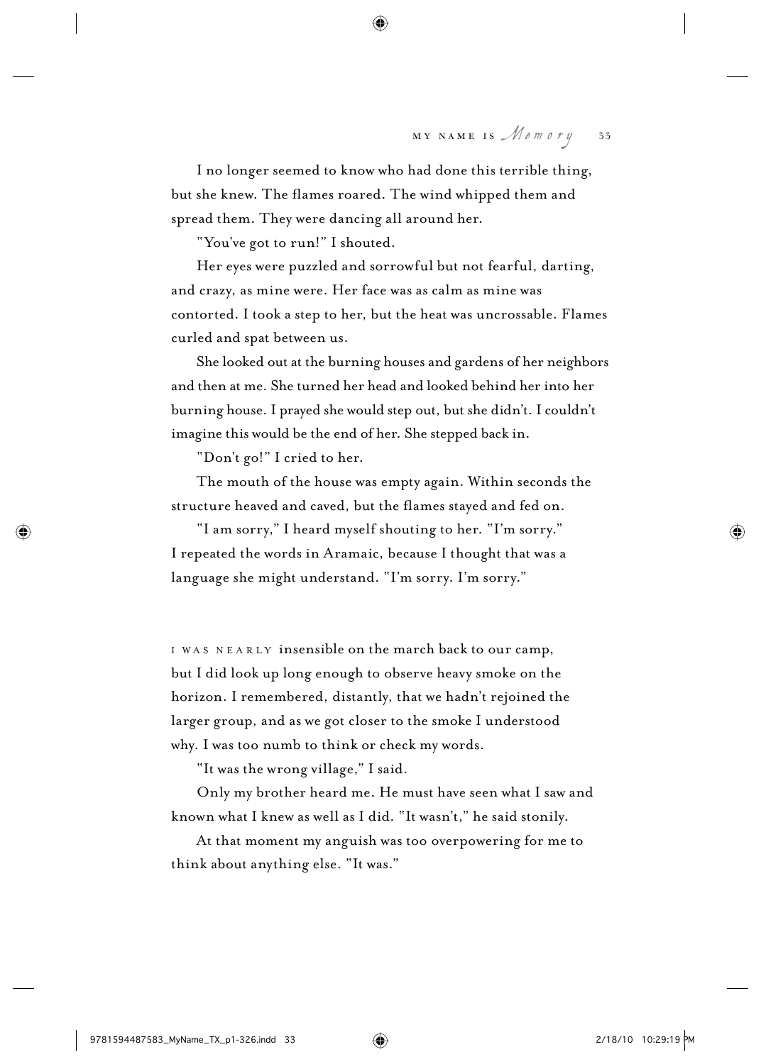I no longer seemed to know who had done this terrible thing, but she knew. The flames roared. The wind whipped them and spread them. They were dancing all around her.

"You've got to run!" I shouted.

Her eyes were puzzled and sorrowful but not fearful, darting, and crazy, as mine were. Her face was as calm as mine was contorted. I took a step to her, but the heat was uncrossable. Flames curled and spat between us.

She looked out at the burning houses and gardens of her neighbors and then at me. She turned her head and looked behind her into her burning house. I prayed she would step out, but she didn't. I couldn't imagine this would be the end of her. She stepped back in.

"Don't go!" I cried to her.

The mouth of the house was empty again. Within seconds the structure heaved and caved, but the flames stayed and fed on.

"I am sorry," I heard myself shouting to her. "I'm sorry." I repeated the words in Aramaic, because I thought that was a language she might understand. "I'm sorry. I'm sorry."

I WAS NEARLY insensible on the march back to our camp, but I did look up long enough to observe heavy smoke on the horizon. I remembered, distantly, that we hadn't rejoined the larger group, and as we got closer to the smoke I understood why. I was too numb to think or check my words.

"It was the wrong village," I said.

Only my brother heard me. He must have seen what I saw and known what I knew as well as I did. "It wasn't," he said stonily.

At that moment my anguish was too overpowering for me to think about anything else. "It was."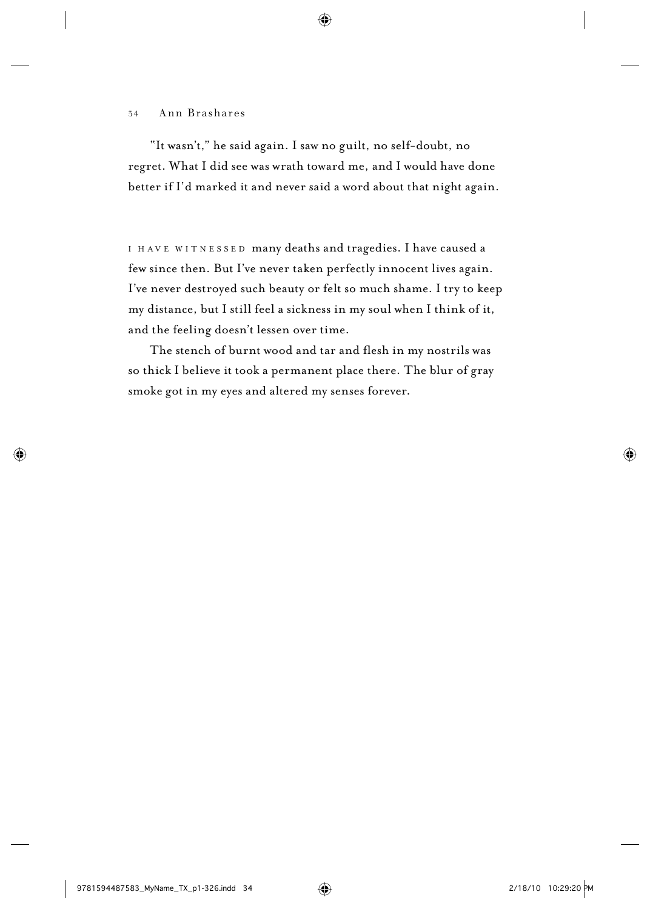"It wasn't," he said again. I saw no guilt, no self-doubt, no regret. What I did see was wrath toward me, and I would have done better if I'd marked it and never said a word about that night again.

I HAVE WITNESSED many deaths and tragedies. I have caused a few since then. But I've never taken perfectly innocent lives again. I've never destroyed such beauty or felt so much shame. I try to keep my distance, but I still feel a sickness in my soul when I think of it, and the feeling doesn't lessen over time.

The stench of burnt wood and tar and flesh in my nostrils was so thick I believe it took a permanent place there. The blur of gray smoke got in my eyes and altered my senses forever.